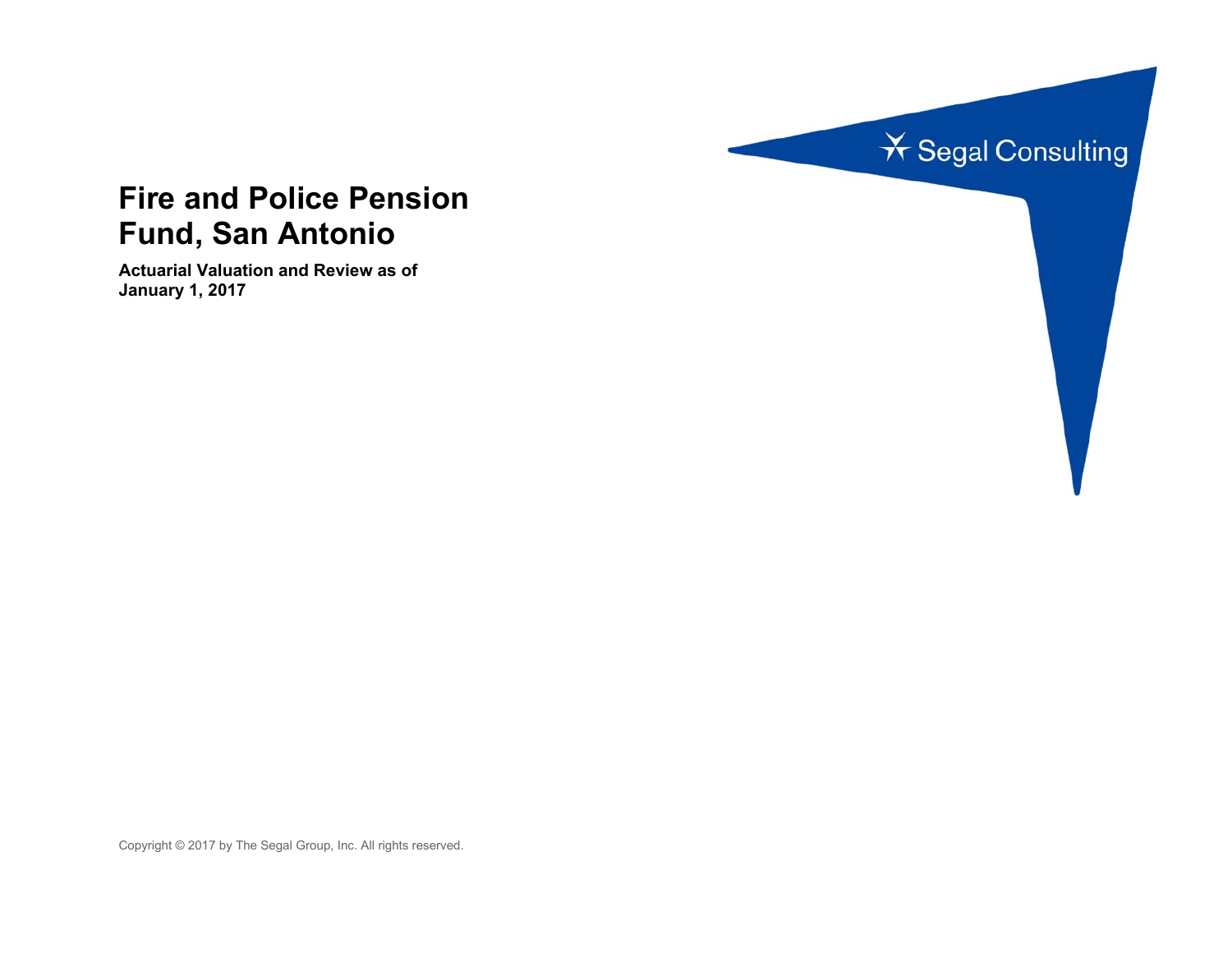Segal Consulting

# Fire and Police Pension Fund, San Antonio

**Actuarial Valuation and Review as of January 1, 2017**

Copyright © 2017 by The Segal Group, Inc. All rights reserved.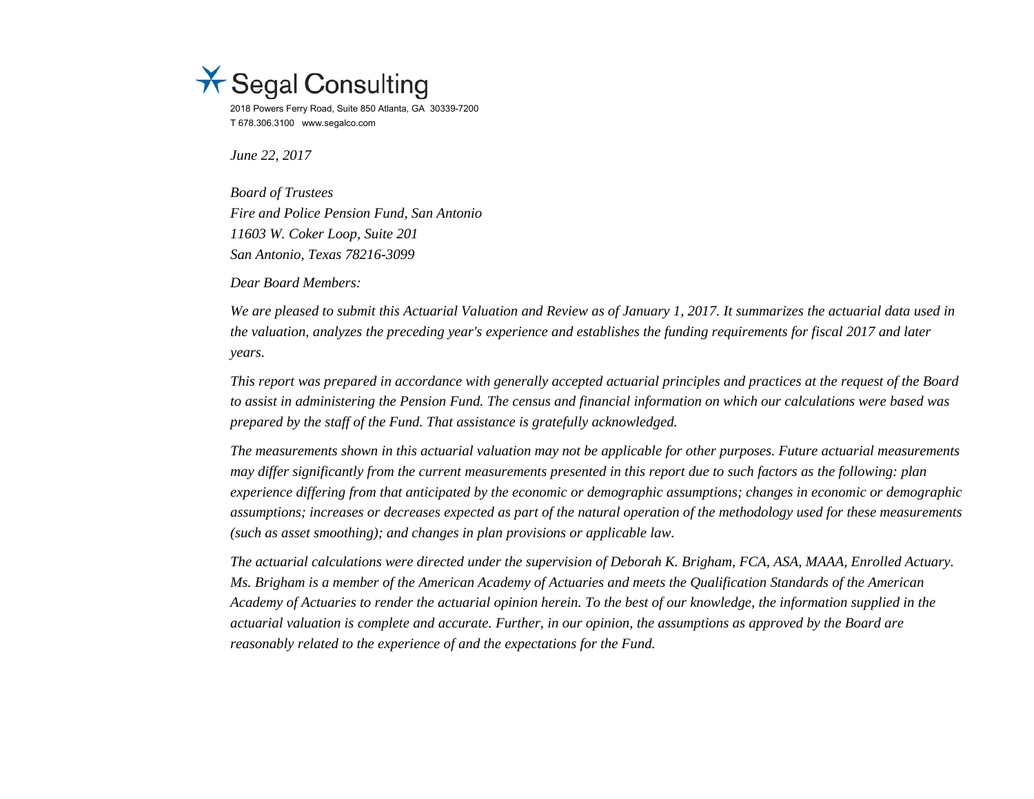Segal Consulting

2018 Powers Ferry Road, Suite 850 Atlanta, GA 30339-7200
T 678.306.3100 www.segalco.com

*June 22, 2017*

*Board of Trustees*
*Fire and Police Pension Fund, San Antonio*
*11603 W. Coker Loop, Suite 201*
*San Antonio, Texas 78216-3099*

*Dear Board Members:*

*We are pleased to submit this Actuarial Valuation and Review as of January 1, 2017. It summarizes the actuarial data used in the valuation, analyzes the preceding year's experience and establishes the funding requirements for fiscal 2017 and later years.*

*This report was prepared in accordance with generally accepted actuarial principles and practices at the request of the Board to assist in administering the Pension Fund. The census and financial information on which our calculations were based was prepared by the staff of the Fund. That assistance is gratefully acknowledged.*

*The measurements shown in this actuarial valuation may not be applicable for other purposes. Future actuarial measurements may differ significantly from the current measurements presented in this report due to such factors as the following: plan experience differing from that anticipated by the economic or demographic assumptions; changes in economic or demographic assumptions; increases or decreases expected as part of the natural operation of the methodology used for these measurements (such as asset smoothing); and changes in plan provisions or applicable law.*

*The actuarial calculations were directed under the supervision of Deborah K. Brigham, FCA, ASA, MAAA, Enrolled Actuary. Ms. Brigham is a member of the American Academy of Actuaries and meets the Qualification Standards of the American Academy of Actuaries to render the actuarial opinion herein. To the best of our knowledge, the information supplied in the actuarial valuation is complete and accurate. Further, in our opinion, the assumptions as approved by the Board are reasonably related to the experience of and the expectations for the Fund.*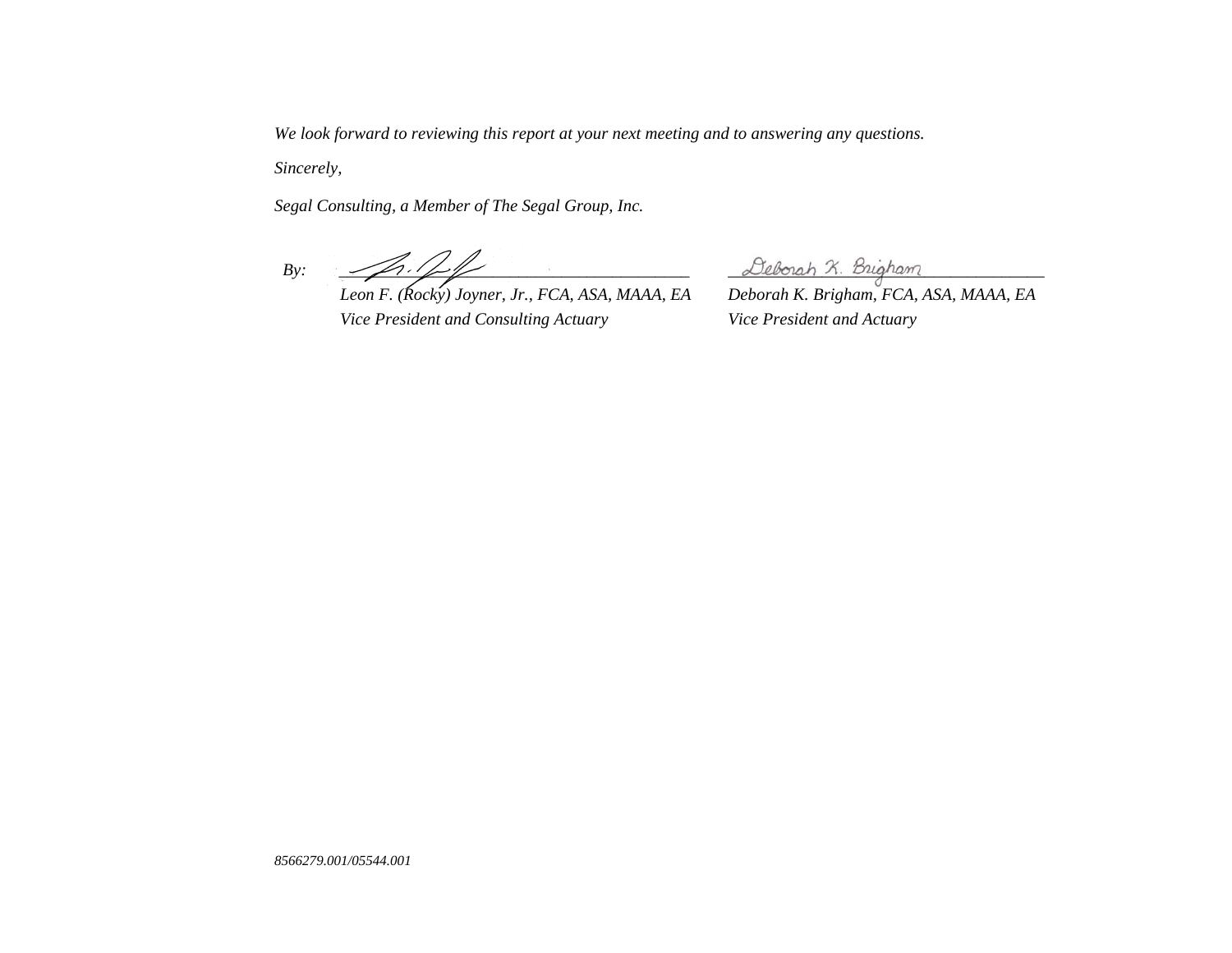*We look forward to reviewing this report at your next meeting and to answering any questions.*

*Sincerely,*

*Segal Consulting, a Member of The Segal Group, Inc.*

| By: | | |
|---|---|---|
| | *Leon F. (Rocky) Joyner, Jr., FCA, ASA, MAAA, EA* | *Deborah K. Brigham, FCA, ASA, MAAA, EA* |
| | *Vice President and Consulting Actuary* | *Vice President and Actuary* |

*8566279.001/05544.001*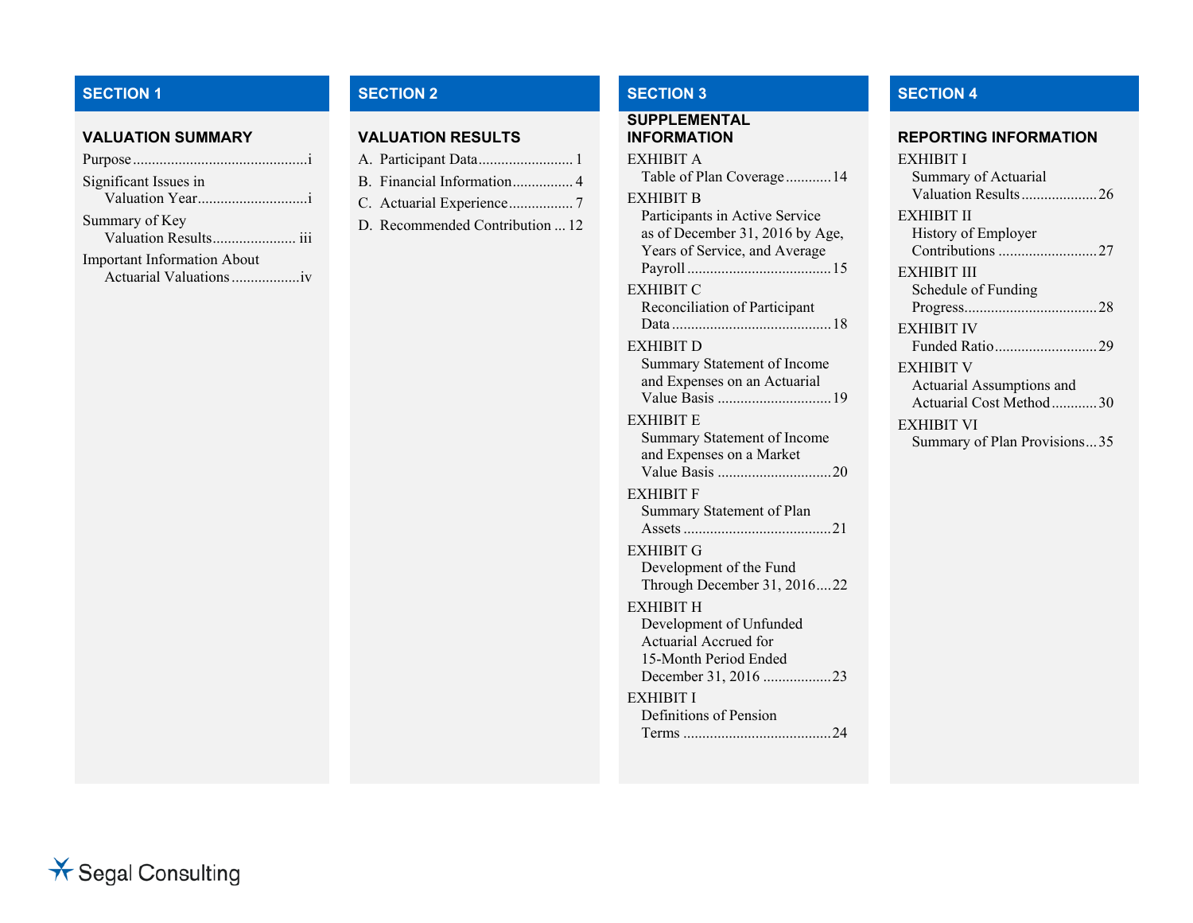## SECTION 1

### VALUATION SUMMARY

Purpose .............................................i

Significant Issues in Valuation Year............................i

Summary of Key Valuation Results...................... iii

Important Information About Actuarial Valuations ..................iv

## SECTION 2

### VALUATION RESULTS

A. Participant Data......................... 1

B. Financial Information................ 4

C. Actuarial Experience................. 7

D. Recommended Contribution ... 12

## SECTION 3

### SUPPLEMENTAL INFORMATION

EXHIBIT A
Table of Plan Coverage ............ 14

EXHIBIT B
Participants in Active Service as of December 31, 2016 by Age, Years of Service, and Average Payroll ..................................... 15

EXHIBIT C
Reconciliation of Participant Data .......................................... 18

EXHIBIT D
Summary Statement of Income and Expenses on an Actuarial Value Basis ............................. 19

EXHIBIT E
Summary Statement of Income and Expenses on a Market Value Basis ............................. 20

EXHIBIT F
Summary Statement of Plan Assets ...................................... 21

EXHIBIT G
Development of the Fund Through December 31, 2016.... 22

EXHIBIT H
Development of Unfunded Actuarial Accrued for 15-Month Period Ended December 31, 2016 .................. 23

EXHIBIT I
Definitions of Pension Terms ...................................... 24

## SECTION 4

### REPORTING INFORMATION

EXHIBIT I
Summary of Actuarial Valuation Results .................... 26

EXHIBIT II
History of Employer Contributions .......................... 27

EXHIBIT III
Schedule of Funding Progress.................................. 28

EXHIBIT IV
Funded Ratio........................... 29

EXHIBIT V
Actuarial Assumptions and Actuarial Cost Method ............ 30

EXHIBIT VI
Summary of Plan Provisions... 35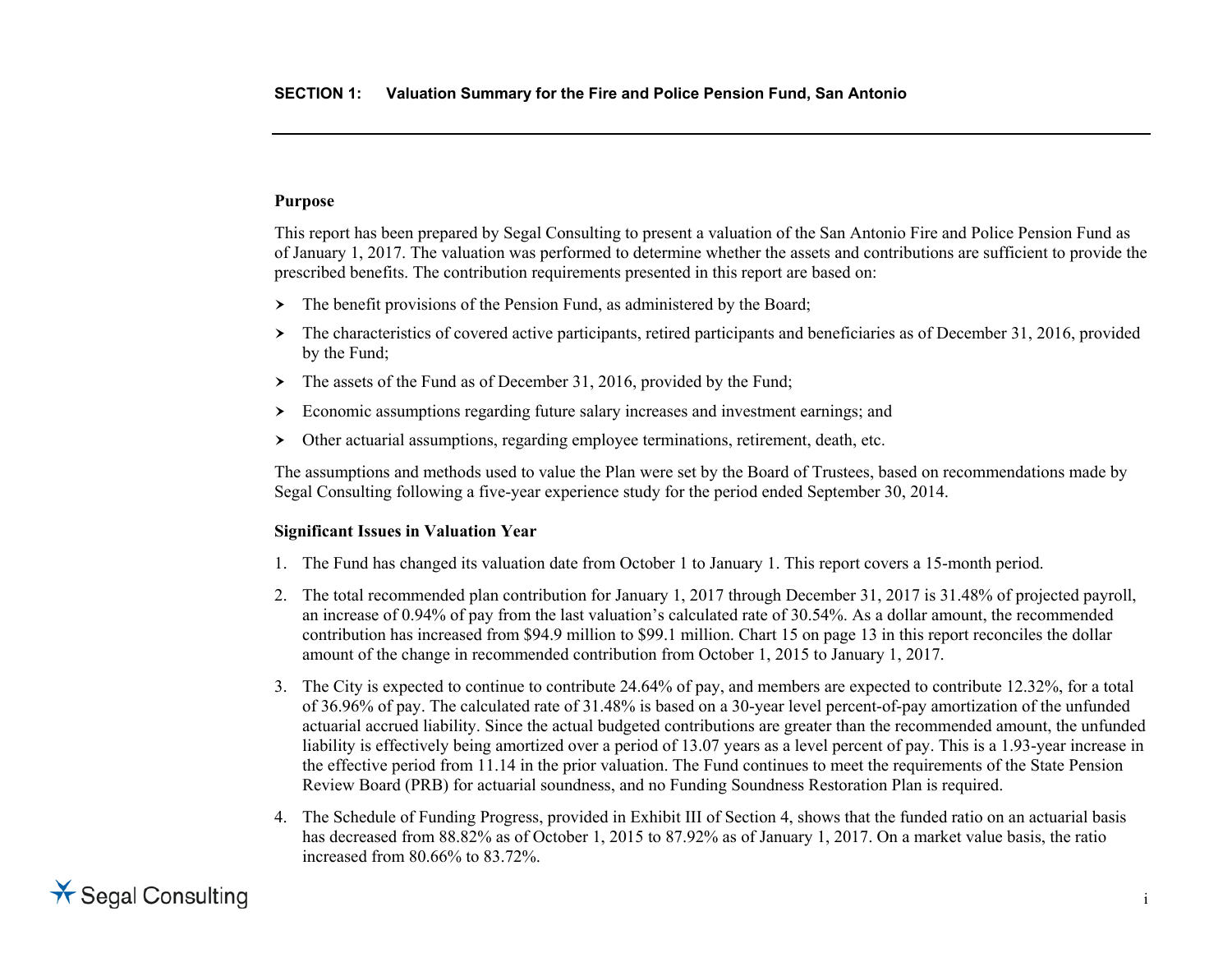## SECTION 1: Valuation Summary for the Fire and Police Pension Fund, San Antonio

**Purpose**

This report has been prepared by Segal Consulting to present a valuation of the San Antonio Fire and Police Pension Fund as of January 1, 2017. The valuation was performed to determine whether the assets and contributions are sufficient to provide the prescribed benefits. The contribution requirements presented in this report are based on:

- The benefit provisions of the Pension Fund, as administered by the Board;
- The characteristics of covered active participants, retired participants and beneficiaries as of December 31, 2016, provided by the Fund;
- The assets of the Fund as of December 31, 2016, provided by the Fund;
- Economic assumptions regarding future salary increases and investment earnings; and
- Other actuarial assumptions, regarding employee terminations, retirement, death, etc.

The assumptions and methods used to value the Plan were set by the Board of Trustees, based on recommendations made by Segal Consulting following a five-year experience study for the period ended September 30, 2014.

**Significant Issues in Valuation Year**

1. The Fund has changed its valuation date from October 1 to January 1. This report covers a 15-month period.
2. The total recommended plan contribution for January 1, 2017 through December 31, 2017 is 31.48% of projected payroll, an increase of 0.94% of pay from the last valuation's calculated rate of 30.54%. As a dollar amount, the recommended contribution has increased from $94.9 million to $99.1 million. Chart 15 on page 13 in this report reconciles the dollar amount of the change in recommended contribution from October 1, 2015 to January 1, 2017.
3. The City is expected to continue to contribute 24.64% of pay, and members are expected to contribute 12.32%, for a total of 36.96% of pay. The calculated rate of 31.48% is based on a 30-year level percent-of-pay amortization of the unfunded actuarial accrued liability. Since the actual budgeted contributions are greater than the recommended amount, the unfunded liability is effectively being amortized over a period of 13.07 years as a level percent of pay. This is a 1.93-year increase in the effective period from 11.14 in the prior valuation. The Fund continues to meet the requirements of the State Pension Review Board (PRB) for actuarial soundness, and no Funding Soundness Restoration Plan is required.
4. The Schedule of Funding Progress, provided in Exhibit III of Section 4, shows that the funded ratio on an actuarial basis has decreased from 88.82% as of October 1, 2015 to 87.92% as of January 1, 2017. On a market value basis, the ratio increased from 80.66% to 83.72%.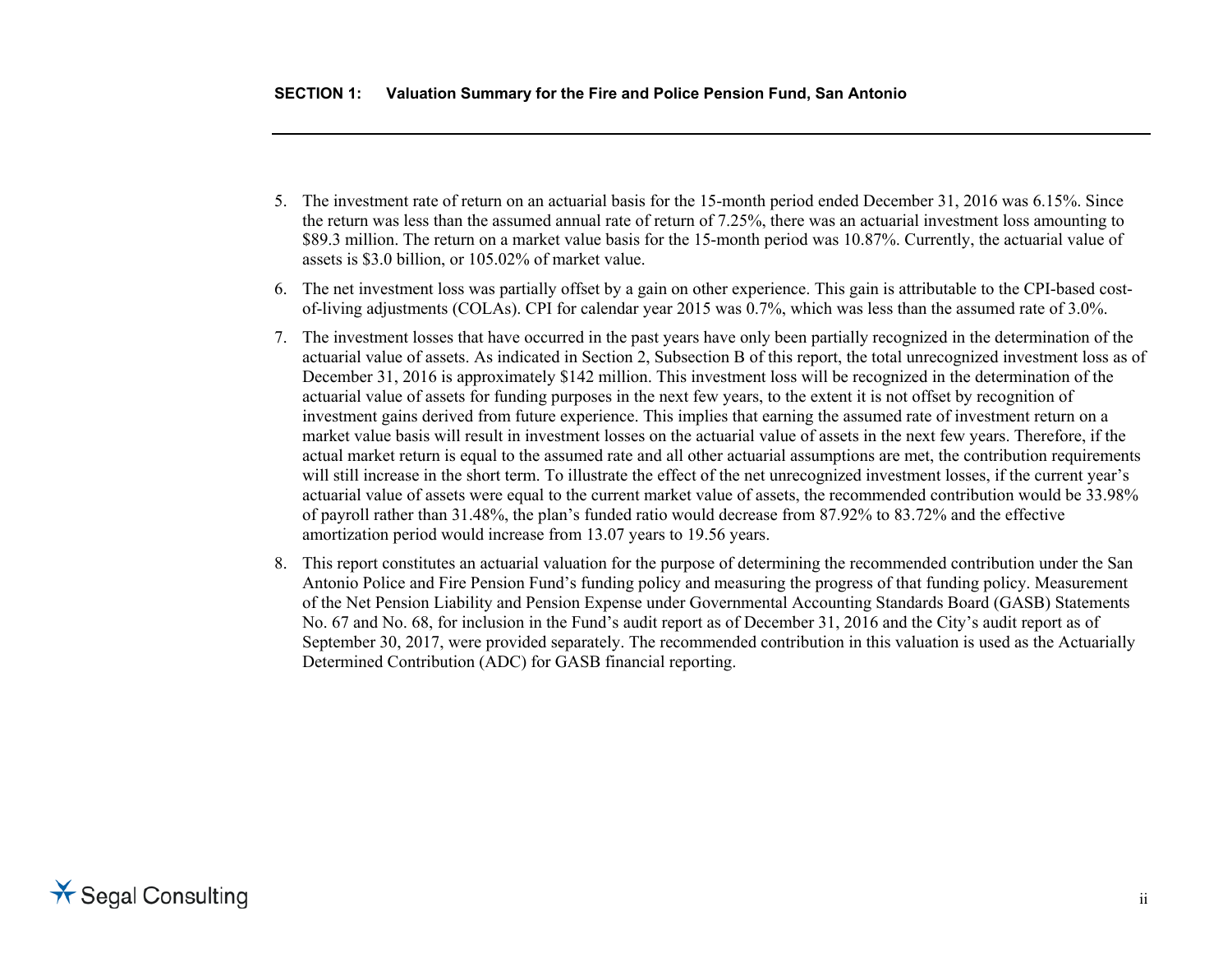5. The investment rate of return on an actuarial basis for the 15-month period ended December 31, 2016 was 6.15%. Since the return was less than the assumed annual rate of return of 7.25%, there was an actuarial investment loss amounting to $89.3 million. The return on a market value basis for the 15-month period was 10.87%. Currently, the actuarial value of assets is $3.0 billion, or 105.02% of market value.

6. The net investment loss was partially offset by a gain on other experience. This gain is attributable to the CPI-based cost-of-living adjustments (COLAs). CPI for calendar year 2015 was 0.7%, which was less than the assumed rate of 3.0%.

7. The investment losses that have occurred in the past years have only been partially recognized in the determination of the actuarial value of assets. As indicated in Section 2, Subsection B of this report, the total unrecognized investment loss as of December 31, 2016 is approximately $142 million. This investment loss will be recognized in the determination of the actuarial value of assets for funding purposes in the next few years, to the extent it is not offset by recognition of investment gains derived from future experience. This implies that earning the assumed rate of investment return on a market value basis will result in investment losses on the actuarial value of assets in the next few years. Therefore, if the actual market return is equal to the assumed rate and all other actuarial assumptions are met, the contribution requirements will still increase in the short term. To illustrate the effect of the net unrecognized investment losses, if the current year's actuarial value of assets were equal to the current market value of assets, the recommended contribution would be 33.98% of payroll rather than 31.48%, the plan's funded ratio would decrease from 87.92% to 83.72% and the effective amortization period would increase from 13.07 years to 19.56 years.

8. This report constitutes an actuarial valuation for the purpose of determining the recommended contribution under the San Antonio Police and Fire Pension Fund's funding policy and measuring the progress of that funding policy. Measurement of the Net Pension Liability and Pension Expense under Governmental Accounting Standards Board (GASB) Statements No. 67 and No. 68, for inclusion in the Fund's audit report as of December 31, 2016 and the City's audit report as of September 30, 2017, were provided separately. The recommended contribution in this valuation is used as the Actuarially Determined Contribution (ADC) for GASB financial reporting.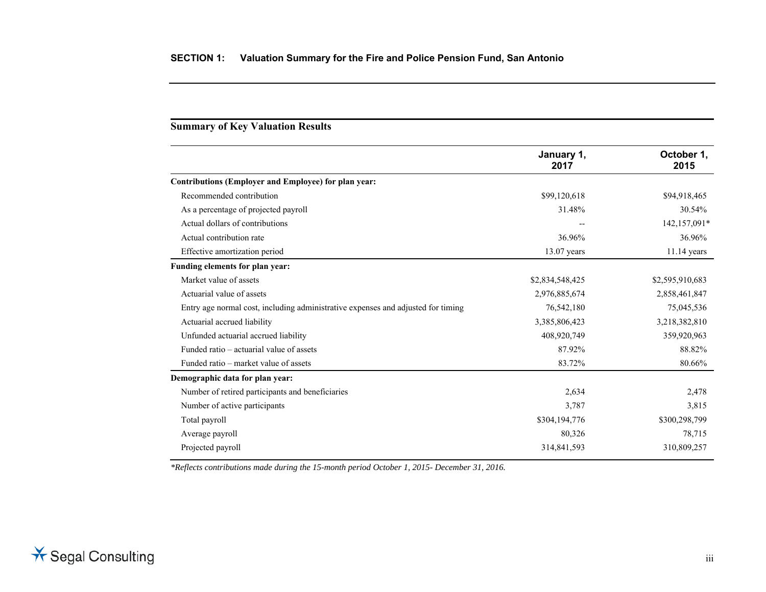## SECTION 1: Valuation Summary for the Fire and Police Pension Fund, San Antonio

### Summary of Key Valuation Results

| | January 1, 2017 | October 1, 2015 |
|---|---|---|
| **Contributions (Employer and Employee) for plan year:** | | |
| Recommended contribution | $99,120,618 | $94,918,465 |
| As a percentage of projected payroll | 31.48% | 30.54% |
| Actual dollars of contributions | -- | 142,157,091* |
| Actual contribution rate | 36.96% | 36.96% |
| Effective amortization period | 13.07 years | 11.14 years |
| **Funding elements for plan year:** | | |
| Market value of assets | $2,834,548,425 | $2,595,910,683 |
| Actuarial value of assets | 2,976,885,674 | 2,858,461,847 |
| Entry age normal cost, including administrative expenses and adjusted for timing | 76,542,180 | 75,045,536 |
| Actuarial accrued liability | 3,385,806,423 | 3,218,382,810 |
| Unfunded actuarial accrued liability | 408,920,749 | 359,920,963 |
| Funded ratio – actuarial value of assets | 87.92% | 88.82% |
| Funded ratio – market value of assets | 83.72% | 80.66% |
| **Demographic data for plan year:** | | |
| Number of retired participants and beneficiaries | 2,634 | 2,478 |
| Number of active participants | 3,787 | 3,815 |
| Total payroll | $304,194,776 | $300,298,799 |
| Average payroll | 80,326 | 78,715 |
| Projected payroll | 314,841,593 | 310,809,257 |

*\*Reflects contributions made during the 15-month period October 1, 2015- December 31, 2016.*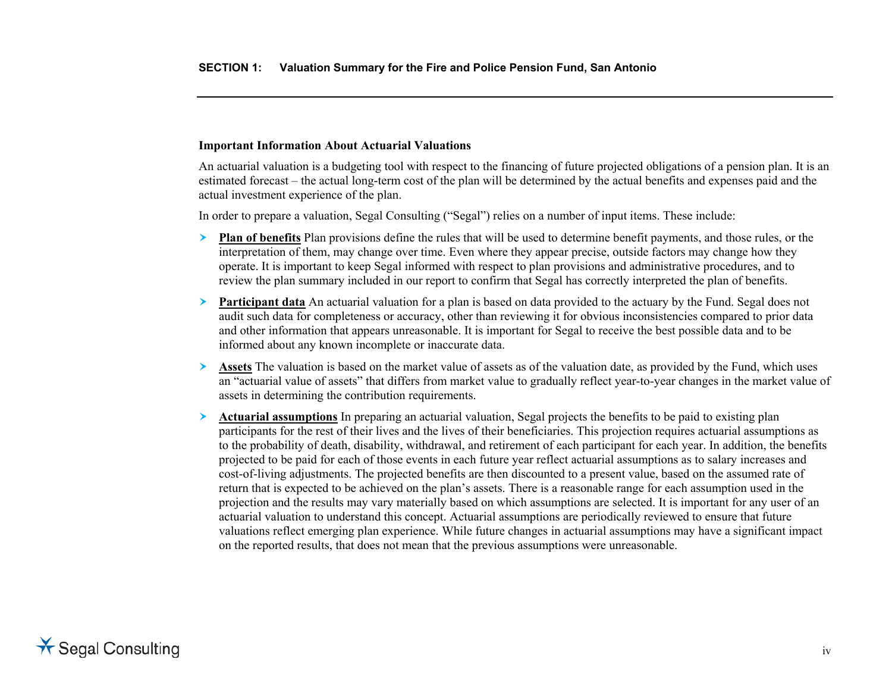**Important Information About Actuarial Valuations**

An actuarial valuation is a budgeting tool with respect to the financing of future projected obligations of a pension plan. It is an estimated forecast – the actual long-term cost of the plan will be determined by the actual benefits and expenses paid and the actual investment experience of the plan.

In order to prepare a valuation, Segal Consulting ("Segal") relies on a number of input items. These include:

- **Plan of benefits** Plan provisions define the rules that will be used to determine benefit payments, and those rules, or the interpretation of them, may change over time. Even where they appear precise, outside factors may change how they operate. It is important to keep Segal informed with respect to plan provisions and administrative procedures, and to review the plan summary included in our report to confirm that Segal has correctly interpreted the plan of benefits.
- **Participant data** An actuarial valuation for a plan is based on data provided to the actuary by the Fund. Segal does not audit such data for completeness or accuracy, other than reviewing it for obvious inconsistencies compared to prior data and other information that appears unreasonable. It is important for Segal to receive the best possible data and to be informed about any known incomplete or inaccurate data.
- **Assets** The valuation is based on the market value of assets as of the valuation date, as provided by the Fund, which uses an "actuarial value of assets" that differs from market value to gradually reflect year-to-year changes in the market value of assets in determining the contribution requirements.
- **Actuarial assumptions** In preparing an actuarial valuation, Segal projects the benefits to be paid to existing plan participants for the rest of their lives and the lives of their beneficiaries. This projection requires actuarial assumptions as to the probability of death, disability, withdrawal, and retirement of each participant for each year. In addition, the benefits projected to be paid for each of those events in each future year reflect actuarial assumptions as to salary increases and cost-of-living adjustments. The projected benefits are then discounted to a present value, based on the assumed rate of return that is expected to be achieved on the plan's assets. There is a reasonable range for each assumption used in the projection and the results may vary materially based on which assumptions are selected. It is important for any user of an actuarial valuation to understand this concept. Actuarial assumptions are periodically reviewed to ensure that future valuations reflect emerging plan experience. While future changes in actuarial assumptions may have a significant impact on the reported results, that does not mean that the previous assumptions were unreasonable.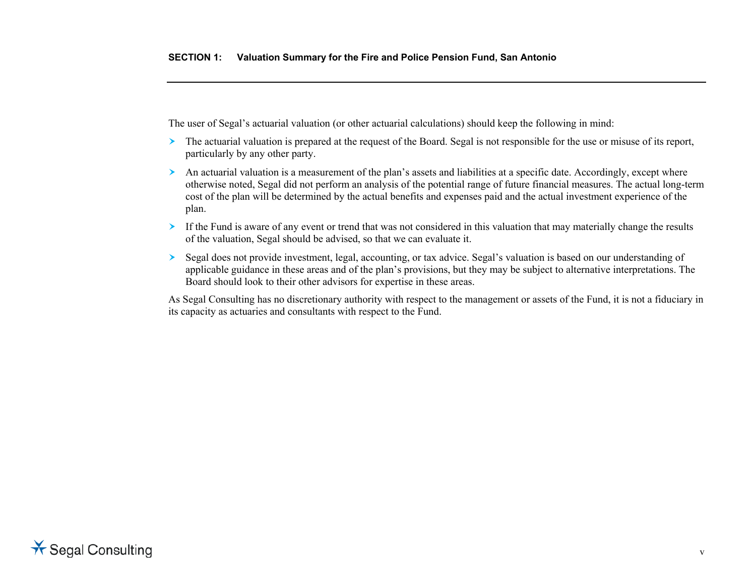The user of Segal's actuarial valuation (or other actuarial calculations) should keep the following in mind:

- The actuarial valuation is prepared at the request of the Board. Segal is not responsible for the use or misuse of its report, particularly by any other party.
- An actuarial valuation is a measurement of the plan's assets and liabilities at a specific date. Accordingly, except where otherwise noted, Segal did not perform an analysis of the potential range of future financial measures. The actual long-term cost of the plan will be determined by the actual benefits and expenses paid and the actual investment experience of the plan.
- If the Fund is aware of any event or trend that was not considered in this valuation that may materially change the results of the valuation, Segal should be advised, so that we can evaluate it.
- Segal does not provide investment, legal, accounting, or tax advice. Segal's valuation is based on our understanding of applicable guidance in these areas and of the plan's provisions, but they may be subject to alternative interpretations. The Board should look to their other advisors for expertise in these areas.

As Segal Consulting has no discretionary authority with respect to the management or assets of the Fund, it is not a fiduciary in its capacity as actuaries and consultants with respect to the Fund.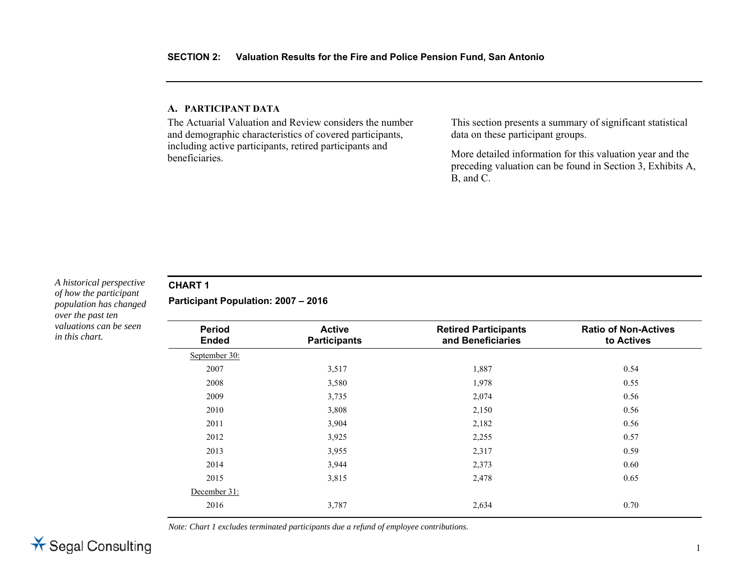## SECTION 2: Valuation Results for the Fire and Police Pension Fund, San Antonio

### A. PARTICIPANT DATA

The Actuarial Valuation and Review considers the number and demographic characteristics of covered participants, including active participants, retired participants and beneficiaries.

This section presents a summary of significant statistical data on these participant groups.

More detailed information for this valuation year and the preceding valuation can be found in Section 3, Exhibits A, B, and C.

*A historical perspective of how the participant population has changed over the past ten valuations can be seen in this chart.*

**CHART 1**

**Participant Population: 2007 – 2016**

| Period Ended | Active Participants | Retired Participants and Beneficiaries | Ratio of Non-Actives to Actives |
|---|---|---|---|
| September 30: | | | |
| 2007 | 3,517 | 1,887 | 0.54 |
| 2008 | 3,580 | 1,978 | 0.55 |
| 2009 | 3,735 | 2,074 | 0.56 |
| 2010 | 3,808 | 2,150 | 0.56 |
| 2011 | 3,904 | 2,182 | 0.56 |
| 2012 | 3,925 | 2,255 | 0.57 |
| 2013 | 3,955 | 2,317 | 0.59 |
| 2014 | 3,944 | 2,373 | 0.60 |
| 2015 | 3,815 | 2,478 | 0.65 |
| December 31: | | | |
| 2016 | 3,787 | 2,634 | 0.70 |

*Note: Chart 1 excludes terminated participants due a refund of employee contributions.*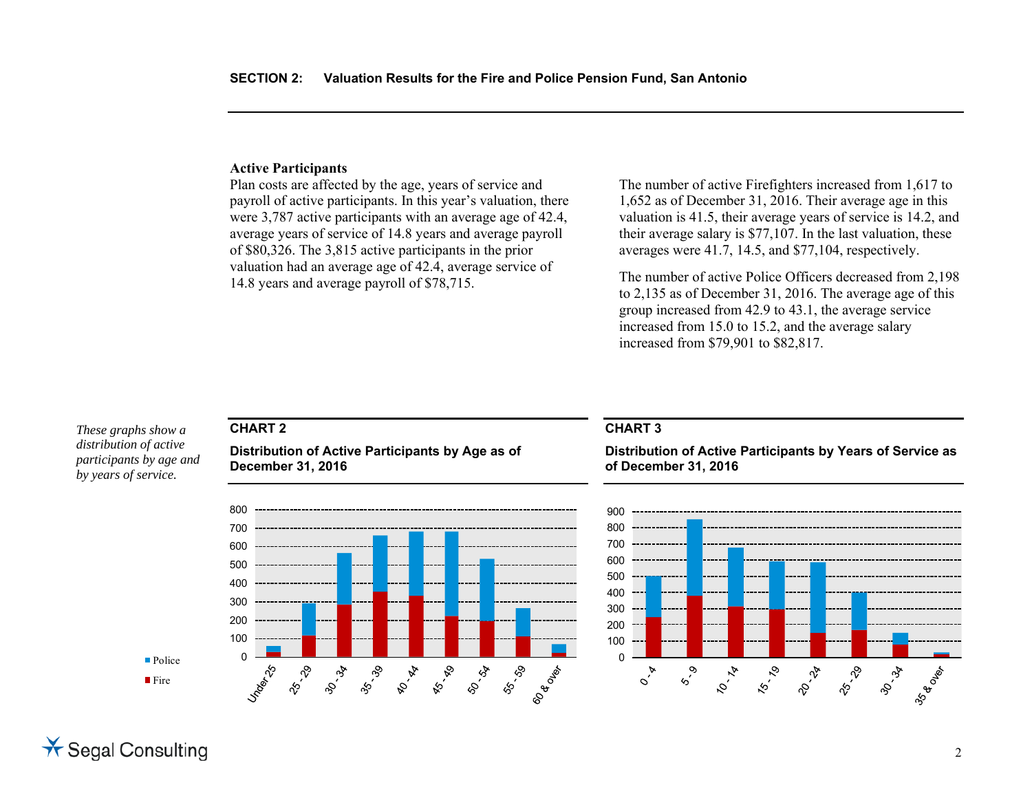## SECTION 2: Valuation Results for the Fire and Police Pension Fund, San Antonio

### Active Participants

Plan costs are affected by the age, years of service and payroll of active participants. In this year's valuation, there were 3,787 active participants with an average age of 42.4, average years of service of 14.8 years and average payroll of $80,326. The 3,815 active participants in the prior valuation had an average age of 42.4, average service of 14.8 years and average payroll of $78,715.

The number of active Firefighters increased from 1,617 to 1,652 as of December 31, 2016. Their average age in this valuation is 41.5, their average years of service is 14.2, and their average salary is $77,107. In the last valuation, these averages were 41.7, 14.5, and $77,104, respectively.

The number of active Police Officers decreased from 2,198 to 2,135 as of December 31, 2016. The average age of this group increased from 42.9 to 43.1, the average service increased from 15.0 to 15.2, and the average salary increased from $79,901 to $82,817.

*These graphs show a distribution of active participants by age and by years of service.*

**CHART 2**

**Distribution of Active Participants by Age as of December 31, 2016**

**CHART 3**

**Distribution of Active Participants by Years of Service as of December 31, 2016**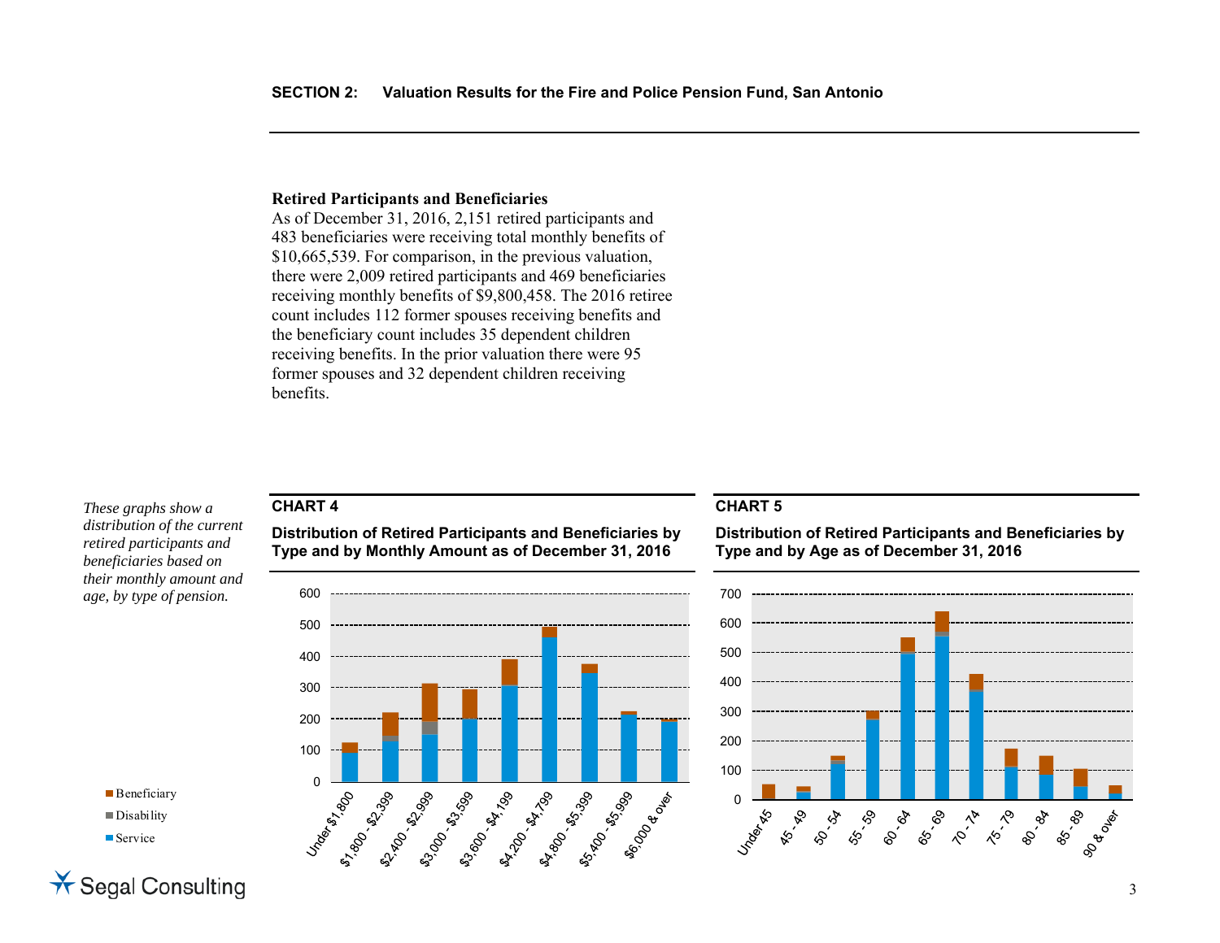### Retired Participants and Beneficiaries

As of December 31, 2016, 2,151 retired participants and 483 beneficiaries were receiving total monthly benefits of $10,665,539. For comparison, in the previous valuation, there were 2,009 retired participants and 469 beneficiaries receiving monthly benefits of $9,800,458. The 2016 retiree count includes 112 former spouses receiving benefits and the beneficiary count includes 35 dependent children receiving benefits. In the prior valuation there were 95 former spouses and 32 dependent children receiving benefits.

*These graphs show a distribution of the current retired participants and beneficiaries based on their monthly amount and age, by type of pension.*

**CHART 4**

**Distribution of Retired Participants and Beneficiaries by Type and by Monthly Amount as of December 31, 2016**

**CHART 5**

**Distribution of Retired Participants and Beneficiaries by Type and by Age as of December 31, 2016**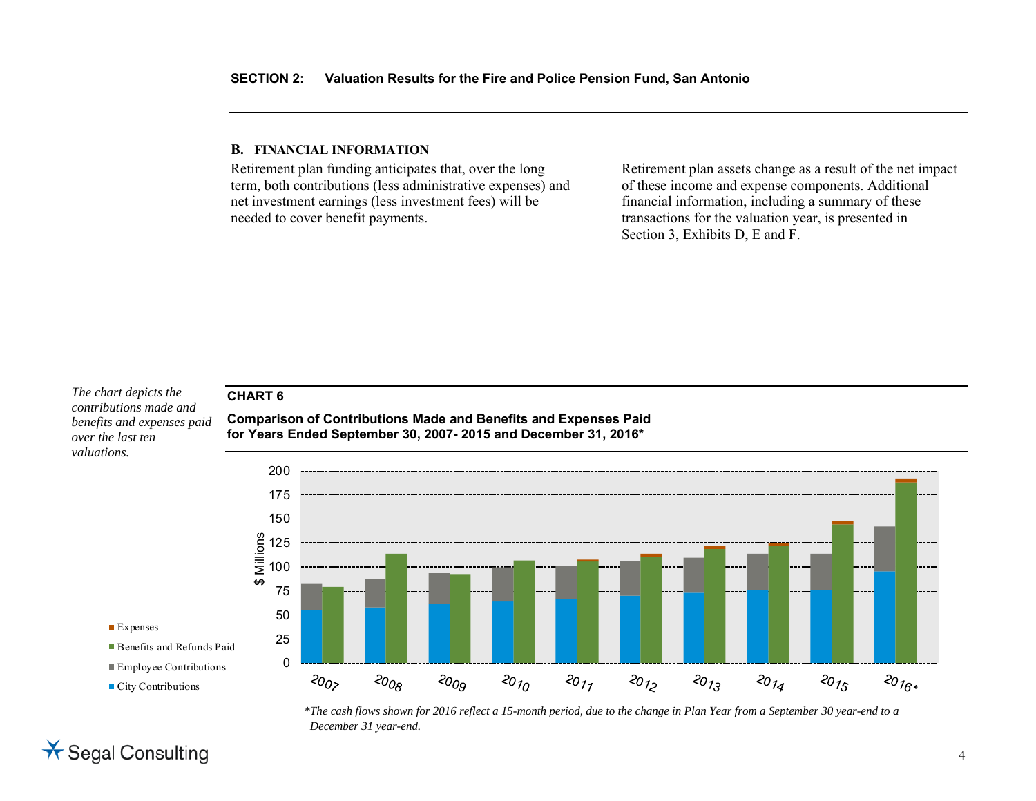## B. FINANCIAL INFORMATION

Retirement plan funding anticipates that, over the long term, both contributions (less administrative expenses) and net investment earnings (less investment fees) will be needed to cover benefit payments.

Retirement plan assets change as a result of the net impact of these income and expense components. Additional financial information, including a summary of these transactions for the valuation year, is presented in Section 3, Exhibits D, E and F.

*The chart depicts the contributions made and benefits and expenses paid over the last ten valuations.*

**CHART 6**

**Comparison of Contributions Made and Benefits and Expenses Paid for Years Ended September 30, 2007- 2015 and December 31, 2016***

*The cash flows shown for 2016 reflect a 15-month period, due to the change in Plan Year from a September 30 year-end to a December 31 year-end.*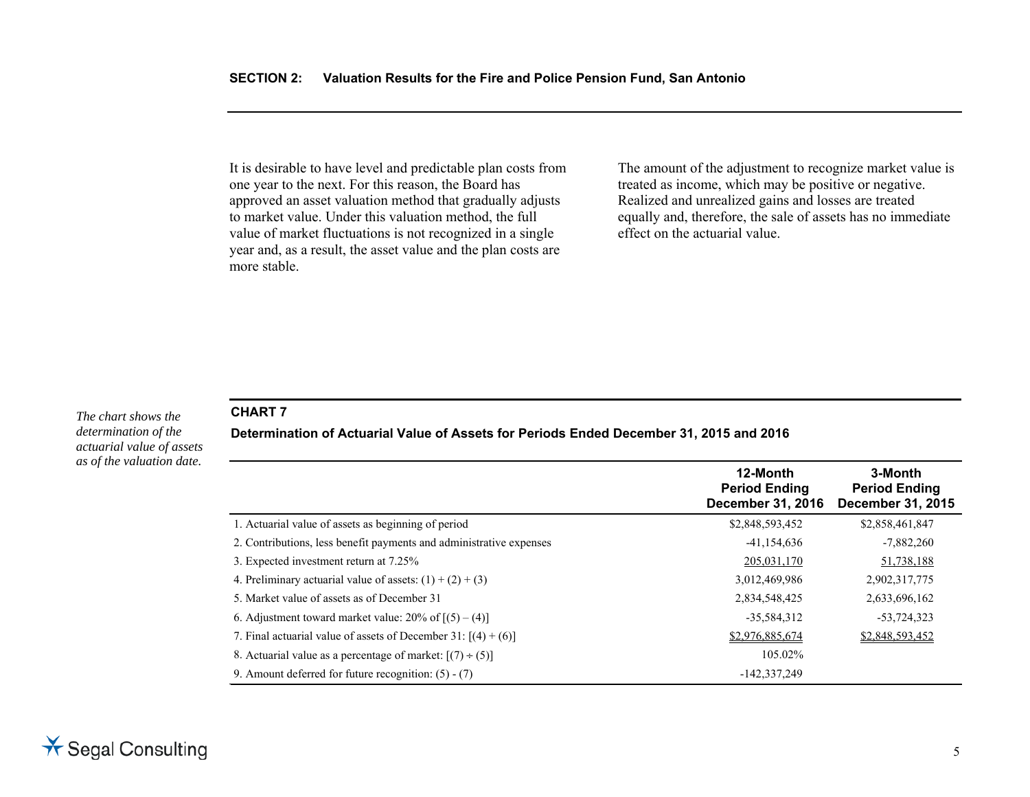It is desirable to have level and predictable plan costs from one year to the next. For this reason, the Board has approved an asset valuation method that gradually adjusts to market value. Under this valuation method, the full value of market fluctuations is not recognized in a single year and, as a result, the asset value and the plan costs are more stable.

The amount of the adjustment to recognize market value is treated as income, which may be positive or negative. Realized and unrealized gains and losses are treated equally and, therefore, the sale of assets has no immediate effect on the actuarial value.

*The chart shows the determination of the actuarial value of assets as of the valuation date.*

**CHART 7**

**Determination of Actuarial Value of Assets for Periods Ended December 31, 2015 and 2016**

| | 12-Month Period Ending December 31, 2016 | 3-Month Period Ending December 31, 2015 |
|---|---|---|
| 1. Actuarial value of assets as beginning of period | $2,848,593,452 | $2,858,461,847 |
| 2. Contributions, less benefit payments and administrative expenses | -41,154,636 | -7,882,260 |
| 3. Expected investment return at 7.25% | 205,031,170 | 51,738,188 |
| 4. Preliminary actuarial value of assets: (1) + (2) + (3) | 3,012,469,986 | 2,902,317,775 |
| 5. Market value of assets as of December 31 | 2,834,548,425 | 2,633,696,162 |
| 6. Adjustment toward market value: 20% of [(5) – (4)] | -35,584,312 | -53,724,323 |
| 7. Final actuarial value of assets of December 31: [(4) + (6)] | $2,976,885,674 | $2,848,593,452 |
| 8. Actuarial value as a percentage of market: [(7) ÷ (5)] | 105.02% | |
| 9. Amount deferred for future recognition: (5) - (7) | -142,337,249 | |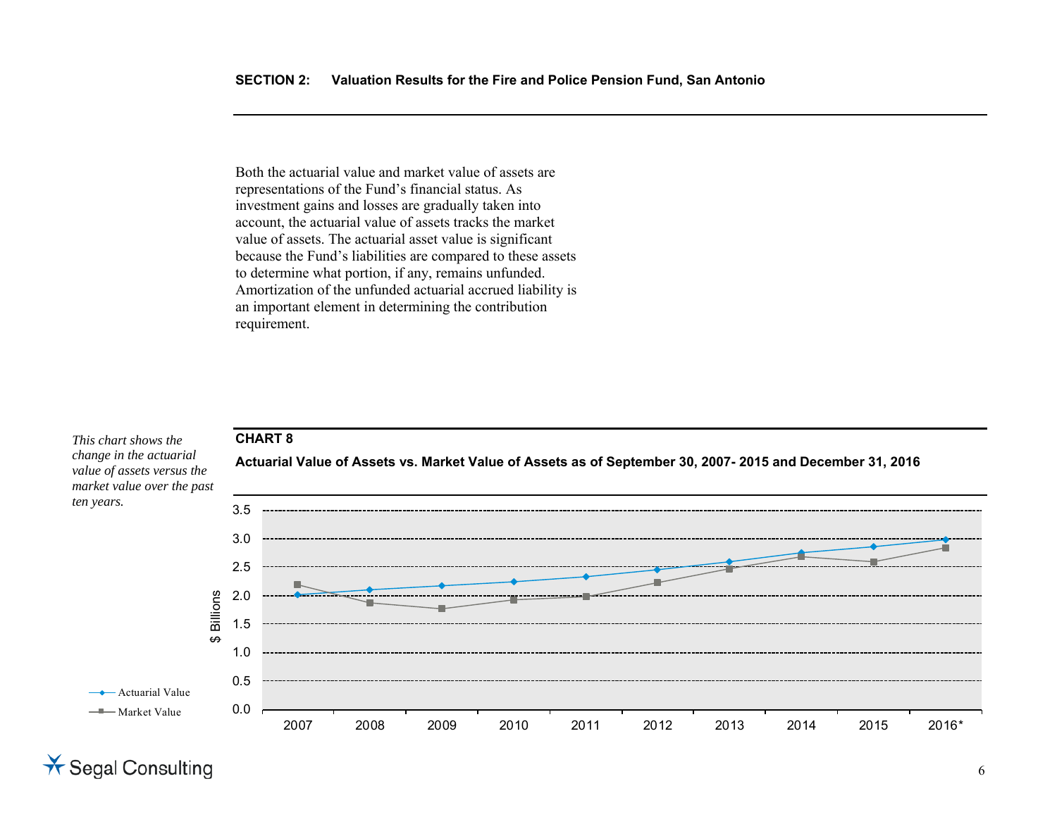Both the actuarial value and market value of assets are representations of the Fund's financial status. As investment gains and losses are gradually taken into account, the actuarial value of assets tracks the market value of assets. The actuarial asset value is significant because the Fund's liabilities are compared to these assets to determine what portion, if any, remains unfunded. Amortization of the unfunded actuarial accrued liability is an important element in determining the contribution requirement.

*This chart shows the change in the actuarial value of assets versus the market value over the past ten years.*

**CHART 8**

**Actuarial Value of Assets vs. Market Value of Assets as of September 30, 2007- 2015 and December 31, 2016**

$ Billions

3.5
3.0
2.5
2.0
1.5
1.0
0.5
0.0

2007 2008 2009 2010 2011 2012 2013 2014 2015 2016*

Actuarial Value

Market Value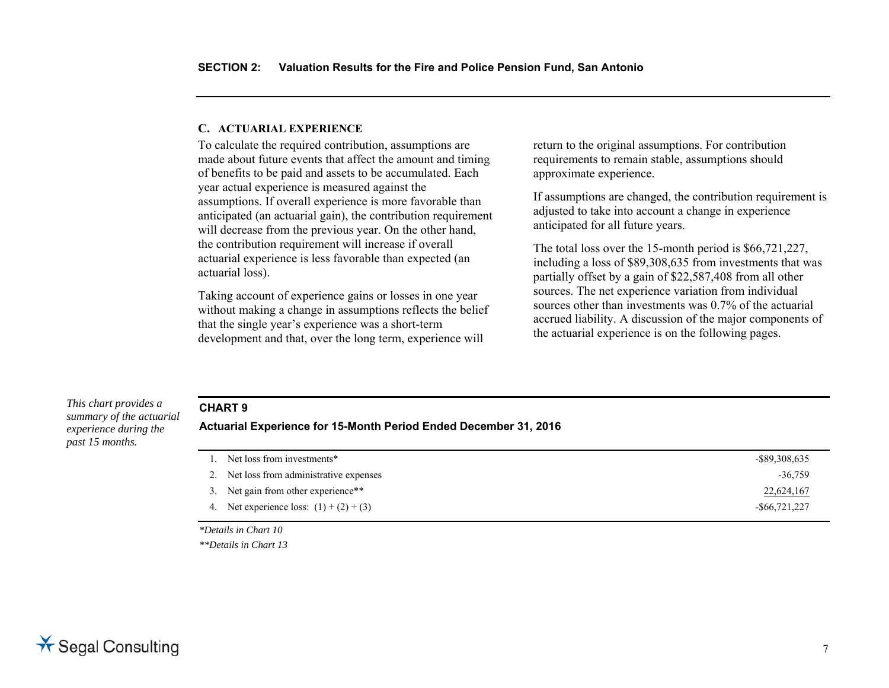### C. ACTUARIAL EXPERIENCE

To calculate the required contribution, assumptions are made about future events that affect the amount and timing of benefits to be paid and assets to be accumulated. Each year actual experience is measured against the assumptions. If overall experience is more favorable than anticipated (an actuarial gain), the contribution requirement will decrease from the previous year. On the other hand, the contribution requirement will increase if overall actuarial experience is less favorable than expected (an actuarial loss).

Taking account of experience gains or losses in one year without making a change in assumptions reflects the belief that the single year's experience was a short-term development and that, over the long term, experience will return to the original assumptions. For contribution requirements to remain stable, assumptions should approximate experience.

If assumptions are changed, the contribution requirement is adjusted to take into account a change in experience anticipated for all future years.

The total loss over the 15-month period is $66,721,227, including a loss of $89,308,635 from investments that was partially offset by a gain of $22,587,408 from all other sources. The net experience variation from individual sources other than investments was 0.7% of the actuarial accrued liability. A discussion of the major components of the actuarial experience is on the following pages.

*This chart provides a summary of the actuarial experience during the past 15 months.*

**CHART 9**

**Actuarial Experience for 15-Month Period Ended December 31, 2016**

| | |
|---|---:|
| 1. Net loss from investments* | -$89,308,635 |
| 2. Net loss from administrative expenses | -36,759 |
| 3. Net gain from other experience** | 22,624,167 |
| 4. Net experience loss: (1) + (2) + (3) | -$66,721,227 |

*\*Details in Chart 10*

*\*\*Details in Chart 13*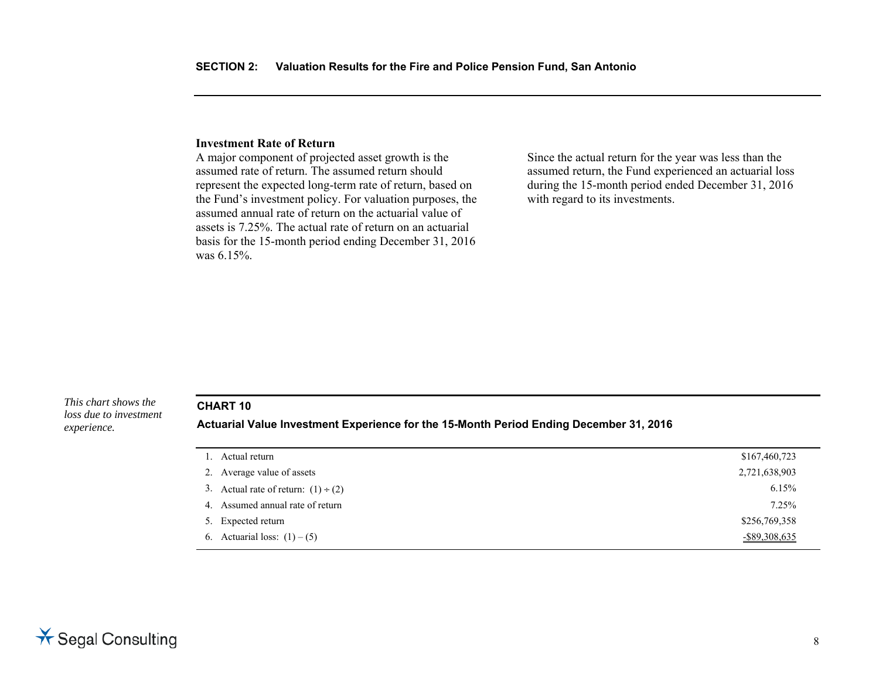### Investment Rate of Return

A major component of projected asset growth is the assumed rate of return. The assumed return should represent the expected long-term rate of return, based on the Fund's investment policy. For valuation purposes, the assumed annual rate of return on the actuarial value of assets is 7.25%. The actual rate of return on an actuarial basis for the 15-month period ending December 31, 2016 was 6.15%.

Since the actual return for the year was less than the assumed return, the Fund experienced an actuarial loss during the 15-month period ended December 31, 2016 with regard to its investments.

*This chart shows the loss due to investment experience.*

**CHART 10**

**Actuarial Value Investment Experience for the 15-Month Period Ending December 31, 2016**

| | |
|---|---:|
| 1. Actual return | $167,460,723 |
| 2. Average value of assets | 2,721,638,903 |
| 3. Actual rate of return: (1) ÷ (2) | 6.15% |
| 4. Assumed annual rate of return | 7.25% |
| 5. Expected return | $256,769,358 |
| 6. Actuarial loss: (1) – (5) | -$89,308,635 |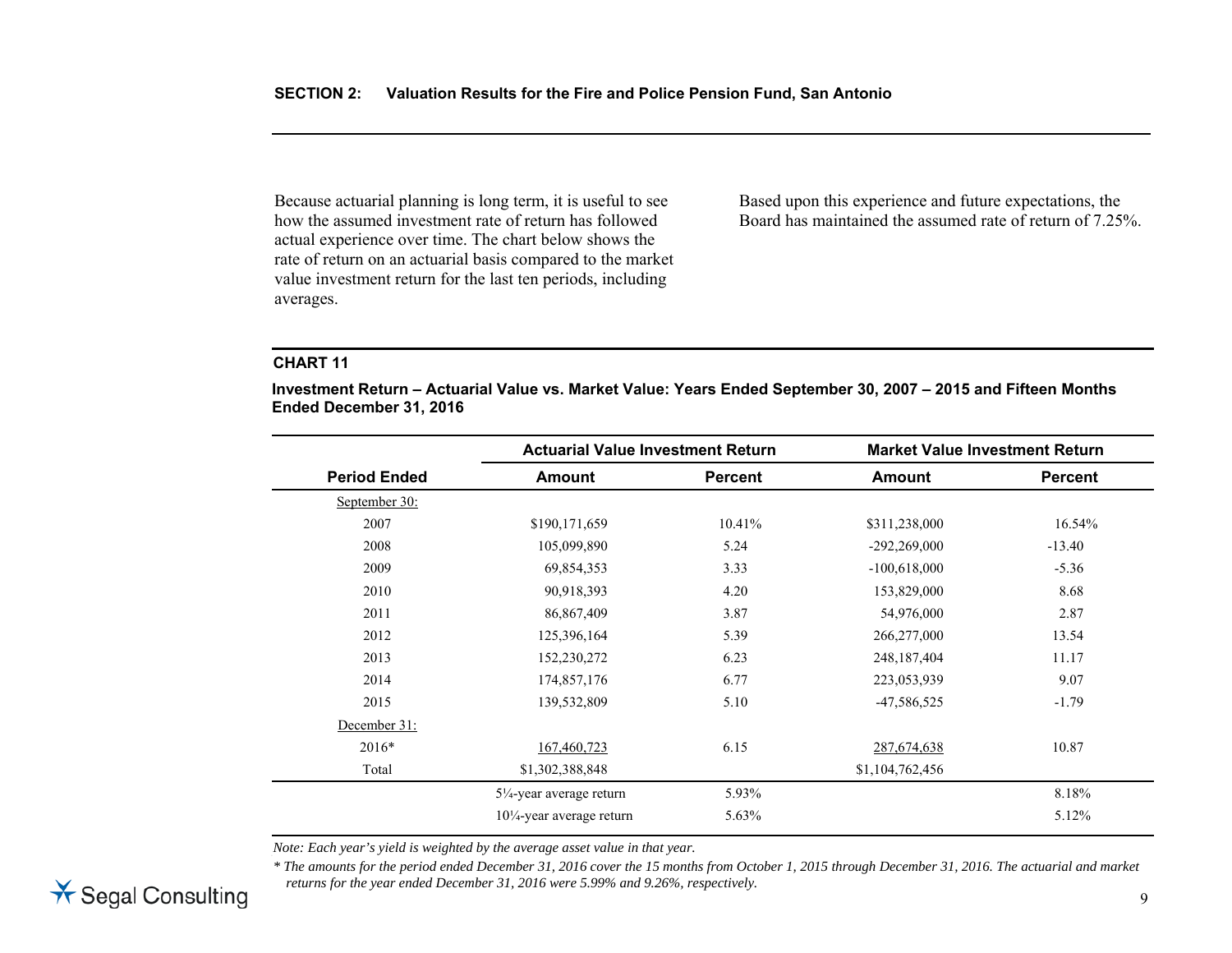Because actuarial planning is long term, it is useful to see how the assumed investment rate of return has followed actual experience over time. The chart below shows the rate of return on an actuarial basis compared to the market value investment return for the last ten periods, including averages.

Based upon this experience and future expectations, the Board has maintained the assumed rate of return of 7.25%.

**CHART 11**

**Investment Return – Actuarial Value vs. Market Value: Years Ended September 30, 2007 – 2015 and Fifteen Months Ended December 31, 2016**

| | Actuarial Value Investment Return | | Market Value Investment Return | |
|---|---|---|---|---|
| **Period Ended** | **Amount** | **Percent** | **Amount** | **Percent** |
| September 30: | | | | |
| 2007 | $190,171,659 | 10.41% | $311,238,000 | 16.54% |
| 2008 | 105,099,890 | 5.24 | -292,269,000 | -13.40 |
| 2009 | 69,854,353 | 3.33 | -100,618,000 | -5.36 |
| 2010 | 90,918,393 | 4.20 | 153,829,000 | 8.68 |
| 2011 | 86,867,409 | 3.87 | 54,976,000 | 2.87 |
| 2012 | 125,396,164 | 5.39 | 266,277,000 | 13.54 |
| 2013 | 152,230,272 | 6.23 | 248,187,404 | 11.17 |
| 2014 | 174,857,176 | 6.77 | 223,053,939 | 9.07 |
| 2015 | 139,532,809 | 5.10 | -47,586,525 | -1.79 |
| December 31: | | | | |
| 2016* | 167,460,723 | 6.15 | 287,674,638 | 10.87 |
| Total | $1,302,388,848 | | $1,104,762,456 | |
| | 5¼-year average return | 5.93% | | 8.18% |
| | 10¼-year average return | 5.63% | | 5.12% |

*Note: Each year's yield is weighted by the average asset value in that year.*

*\* The amounts for the period ended December 31, 2016 cover the 15 months from October 1, 2015 through December 31, 2016. The actuarial and market returns for the year ended December 31, 2016 were 5.99% and 9.26%, respectively.*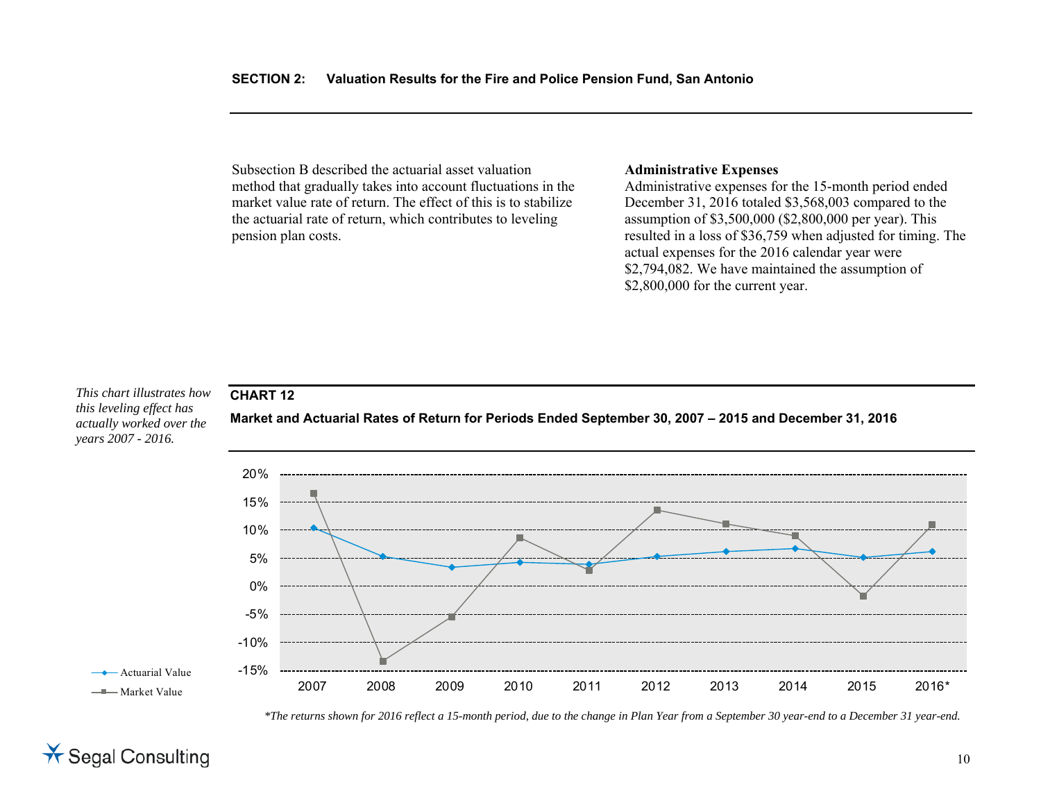Subsection B described the actuarial asset valuation method that gradually takes into account fluctuations in the market value rate of return. The effect of this is to stabilize the actuarial rate of return, which contributes to leveling pension plan costs.

**Administrative Expenses**

Administrative expenses for the 15-month period ended December 31, 2016 totaled $3,568,003 compared to the assumption of $3,500,000 ($2,800,000 per year). This resulted in a loss of $36,759 when adjusted for timing. The actual expenses for the 2016 calendar year were $2,794,082. We have maintained the assumption of $2,800,000 for the current year.

*This chart illustrates how this leveling effect has actually worked over the years 2007 - 2016.*

**CHART 12**

**Market and Actuarial Rates of Return for Periods Ended September 30, 2007 – 2015 and December 31, 2016**

*The returns shown for 2016 reflect a 15-month period, due to the change in Plan Year from a September 30 year-end to a December 31 year-end.*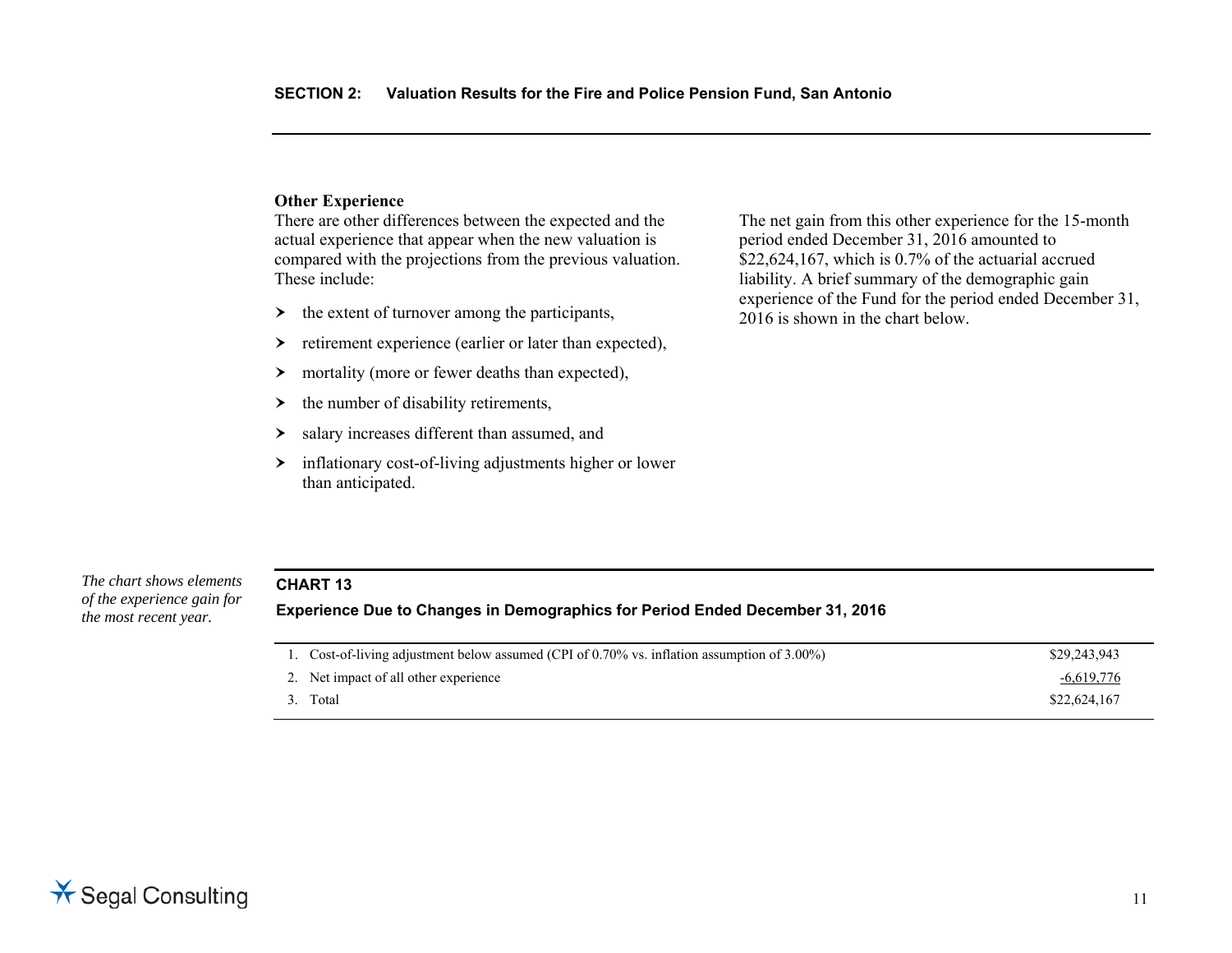## Other Experience

There are other differences between the expected and the actual experience that appear when the new valuation is compared with the projections from the previous valuation. These include:

- the extent of turnover among the participants,
- retirement experience (earlier or later than expected),
- mortality (more or fewer deaths than expected),
- the number of disability retirements,
- salary increases different than assumed, and
- inflationary cost-of-living adjustments higher or lower than anticipated.

The net gain from this other experience for the 15-month period ended December 31, 2016 amounted to $22,624,167, which is 0.7% of the actuarial accrued liability. A brief summary of the demographic gain experience of the Fund for the period ended December 31, 2016 is shown in the chart below.

*The chart shows elements of the experience gain for the most recent year.*

**CHART 13**

**Experience Due to Changes in Demographics for Period Ended December 31, 2016**

| | |
|---|---|
| 1. Cost-of-living adjustment below assumed (CPI of 0.70% vs. inflation assumption of 3.00%) | $29,243,943 |
| 2. Net impact of all other experience | -6,619,776 |
| 3. Total | $22,624,167 |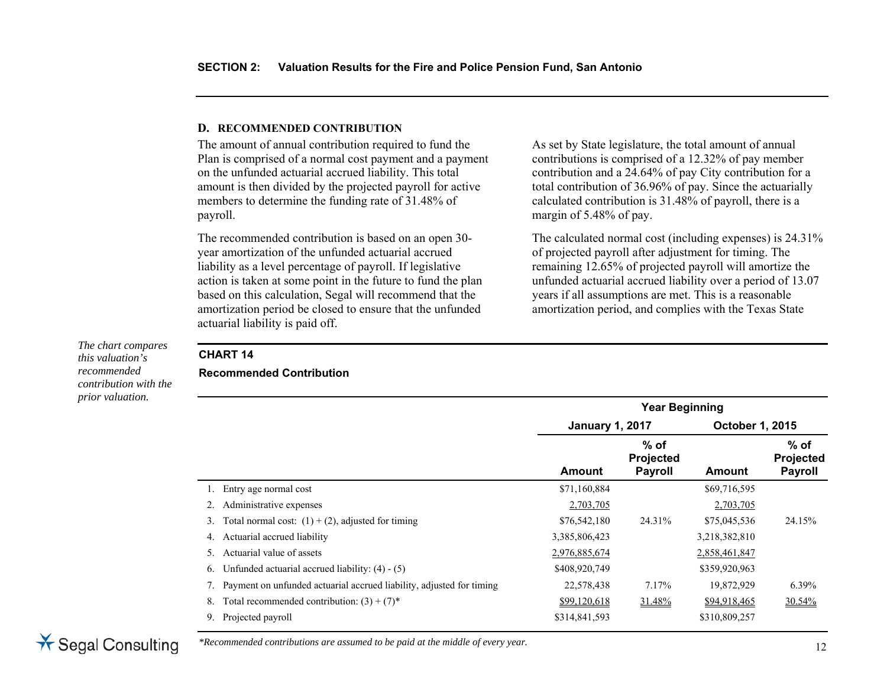## D. RECOMMENDED CONTRIBUTION

The amount of annual contribution required to fund the Plan is comprised of a normal cost payment and a payment on the unfunded actuarial accrued liability. This total amount is then divided by the projected payroll for active members to determine the funding rate of 31.48% of payroll.

The recommended contribution is based on an open 30-year amortization of the unfunded actuarial accrued liability as a level percentage of payroll. If legislative action is taken at some point in the future to fund the plan based on this calculation, Segal will recommend that the amortization period be closed to ensure that the unfunded actuarial liability is paid off.

As set by State legislature, the total amount of annual contributions is comprised of a 12.32% of pay member contribution and a 24.64% of pay City contribution for a total contribution of 36.96% of pay. Since the actuarially calculated contribution is 31.48% of payroll, there is a margin of 5.48% of pay.

The calculated normal cost (including expenses) is 24.31% of projected payroll after adjustment for timing. The remaining 12.65% of projected payroll will amortize the unfunded actuarial accrued liability over a period of 13.07 years if all assumptions are met. This is a reasonable amortization period, and complies with the Texas State

*The chart compares this valuation's recommended contribution with the prior valuation.*

**CHART 14**

**Recommended Contribution**

| | Year Beginning | | | |
|---|---|---|---|---|
| | January 1, 2017 | | October 1, 2015 | |
| | Amount | % of Projected Payroll | Amount | % of Projected Payroll |
| 1. Entry age normal cost | $71,160,884 | | $69,716,595 | |
| 2. Administrative expenses | 2,703,705 | | 2,703,705 | |
| 3. Total normal cost: (1) + (2), adjusted for timing | $76,542,180 | 24.31% | $75,045,536 | 24.15% |
| 4. Actuarial accrued liability | 3,385,806,423 | | 3,218,382,810 | |
| 5. Actuarial value of assets | 2,976,885,674 | | 2,858,461,847 | |
| 6. Unfunded actuarial accrued liability: (4) - (5) | $408,920,749 | | $359,920,963 | |
| 7. Payment on unfunded actuarial accrued liability, adjusted for timing | 22,578,438 | 7.17% | 19,872,929 | 6.39% |
| 8. Total recommended contribution: (3) + (7)* | $99,120,618 | 31.48% | $94,918,465 | 30.54% |
| 9. Projected payroll | $314,841,593 | | $310,809,257 | |

*Recommended contributions are assumed to be paid at the middle of every year.*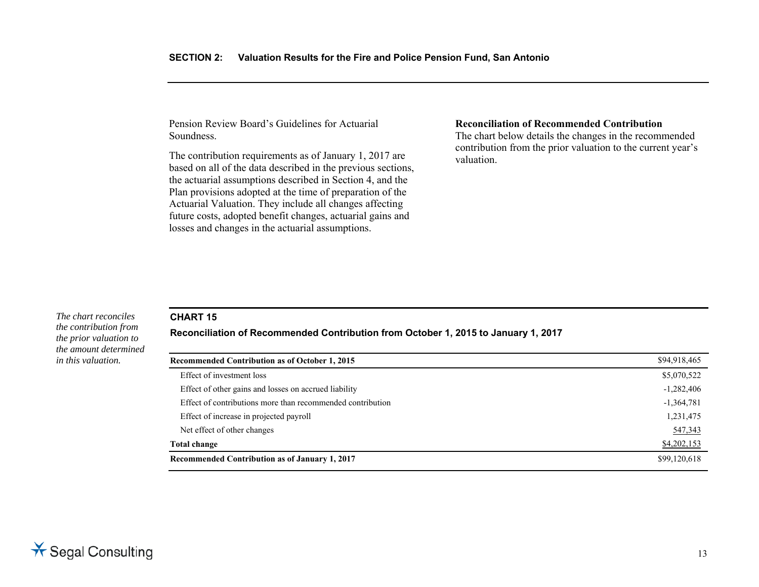Pension Review Board's Guidelines for Actuarial Soundness.

The contribution requirements as of January 1, 2017 are based on all of the data described in the previous sections, the actuarial assumptions described in Section 4, and the Plan provisions adopted at the time of preparation of the Actuarial Valuation. They include all changes affecting future costs, adopted benefit changes, actuarial gains and losses and changes in the actuarial assumptions.

**Reconciliation of Recommended Contribution**
The chart below details the changes in the recommended contribution from the prior valuation to the current year's valuation.

*The chart reconciles the contribution from the prior valuation to the amount determined in this valuation.*

**CHART 15**

**Reconciliation of Recommended Contribution from October 1, 2015 to January 1, 2017**

| | |
|---|---:|
| **Recommended Contribution as of October 1, 2015** | $94,918,465 |
| Effect of investment loss | $5,070,522 |
| Effect of other gains and losses on accrued liability | -1,282,406 |
| Effect of contributions more than recommended contribution | -1,364,781 |
| Effect of increase in projected payroll | 1,231,475 |
| Net effect of other changes | 547,343 |
| **Total change** | $4,202,153 |
| **Recommended Contribution as of January 1, 2017** | $99,120,618 |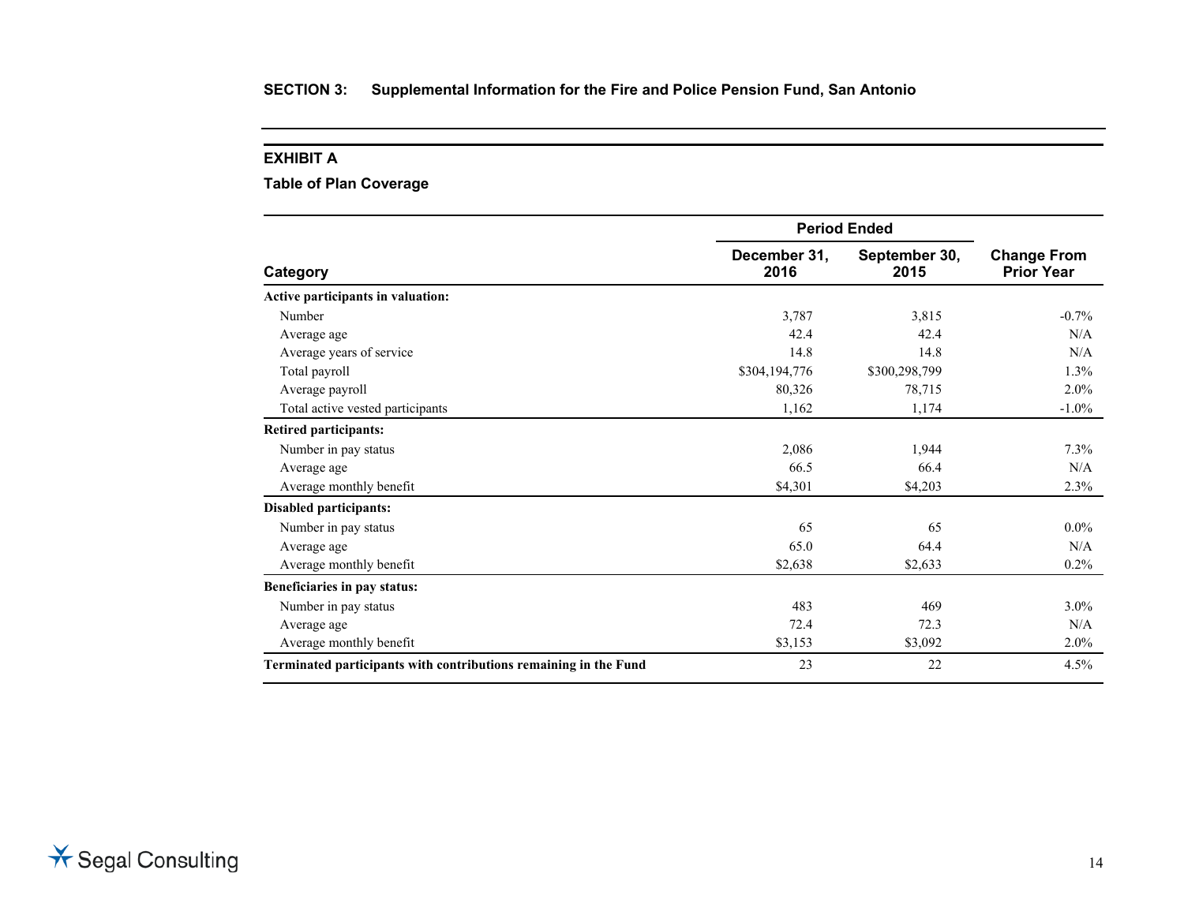**SECTION 3: Supplemental Information for the Fire and Police Pension Fund, San Antonio**

## EXHIBIT A

### Table of Plan Coverage

| Category | Period Ended December 31, 2016 | Period Ended September 30, 2015 | Change From Prior Year |
|---|---|---|---|
| **Active participants in valuation:** | | | |
| Number | 3,787 | 3,815 | -0.7% |
| Average age | 42.4 | 42.4 | N/A |
| Average years of service | 14.8 | 14.8 | N/A |
| Total payroll | $304,194,776 | $300,298,799 | 1.3% |
| Average payroll | 80,326 | 78,715 | 2.0% |
| Total active vested participants | 1,162 | 1,174 | -1.0% |
| **Retired participants:** | | | |
| Number in pay status | 2,086 | 1,944 | 7.3% |
| Average age | 66.5 | 66.4 | N/A |
| Average monthly benefit | $4,301 | $4,203 | 2.3% |
| **Disabled participants:** | | | |
| Number in pay status | 65 | 65 | 0.0% |
| Average age | 65.0 | 64.4 | N/A |
| Average monthly benefit | $2,638 | $2,633 | 0.2% |
| **Beneficiaries in pay status:** | | | |
| Number in pay status | 483 | 469 | 3.0% |
| Average age | 72.4 | 72.3 | N/A |
| Average monthly benefit | $3,153 | $3,092 | 2.0% |
| **Terminated participants with contributions remaining in the Fund** | 23 | 22 | 4.5% |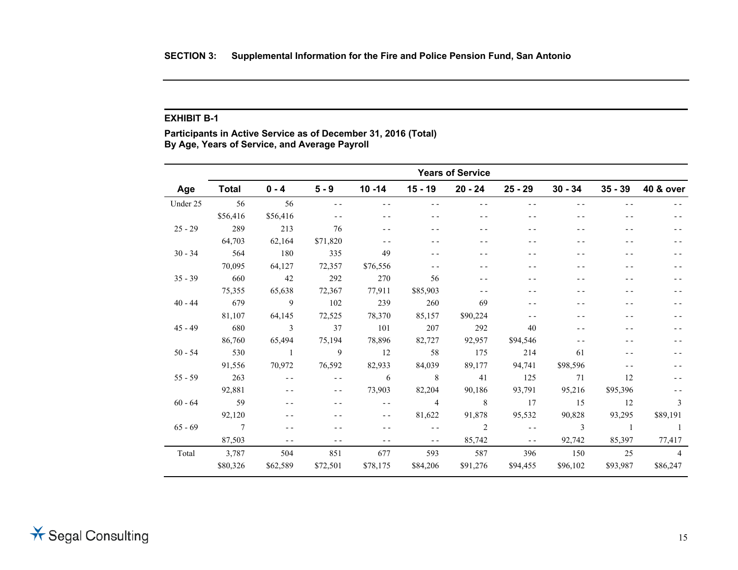**SECTION 3: Supplemental Information for the Fire and Police Pension Fund, San Antonio**

**EXHIBIT B-1**

**Participants in Active Service as of December 31, 2016 (Total)**
**By Age, Years of Service, and Average Payroll**

| | | Years of Service | | | | | | | | |
|---|---|---|---|---|---|---|---|---|---|---|
| **Age** | **Total** | **0 - 4** | **5 - 9** | **10 -14** | **15 - 19** | **20 - 24** | **25 - 29** | **30 - 34** | **35 - 39** | **40 & over** |
| Under 25 | 56 | 56 | - - | - - | - - | - - | - - | - - | - - | - - |
| | $56,416 | $56,416 | - - | - - | - - | - - | - - | - - | - - | - - |
| 25 - 29 | 289 | 213 | 76 | - - | - - | - - | - - | - - | - - | - - |
| | 64,703 | 62,164 | $71,820 | - - | - - | - - | - - | - - | - - | - - |
| 30 - 34 | 564 | 180 | 335 | 49 | - - | - - | - - | - - | - - | - - |
| | 70,095 | 64,127 | 72,357 | $76,556 | - - | - - | - - | - - | - - | - - |
| 35 - 39 | 660 | 42 | 292 | 270 | 56 | - - | - - | - - | - - | - - |
| | 75,355 | 65,638 | 72,367 | 77,911 | $85,903 | - - | - - | - - | - - | - - |
| 40 - 44 | 679 | 9 | 102 | 239 | 260 | 69 | - - | - - | - - | - - |
| | 81,107 | 64,145 | 72,525 | 78,370 | 85,157 | $90,224 | - - | - - | - - | - - |
| 45 - 49 | 680 | 3 | 37 | 101 | 207 | 292 | 40 | - - | - - | - - |
| | 86,760 | 65,494 | 75,194 | 78,896 | 82,727 | 92,957 | $94,546 | - - | - - | - - |
| 50 - 54 | 530 | 1 | 9 | 12 | 58 | 175 | 214 | 61 | - - | - - |
| | 91,556 | 70,972 | 76,592 | 82,933 | 84,039 | 89,177 | 94,741 | $98,596 | - - | - - |
| 55 - 59 | 263 | - - | - - | 6 | 8 | 41 | 125 | 71 | 12 | - - |
| | 92,881 | - - | - - | 73,903 | 82,204 | 90,186 | 93,791 | 95,216 | $95,396 | - - |
| 60 - 64 | 59 | - - | - - | - - | 4 | 8 | 17 | 15 | 12 | 3 |
| | 92,120 | - - | - - | - - | 81,622 | 91,878 | 95,532 | 90,828 | 93,295 | $89,191 |
| 65 - 69 | 7 | - - | - - | - - | - - | 2 | - - | 3 | 1 | 1 |
| | 87,503 | - - | - - | - - | - - | 85,742 | - - | 92,742 | 85,397 | 77,417 |
| Total | 3,787 | 504 | 851 | 677 | 593 | 587 | 396 | 150 | 25 | 4 |
| | $80,326 | $62,589 | $72,501 | $78,175 | $84,206 | $91,276 | $94,455 | $96,102 | $93,987 | $86,247 |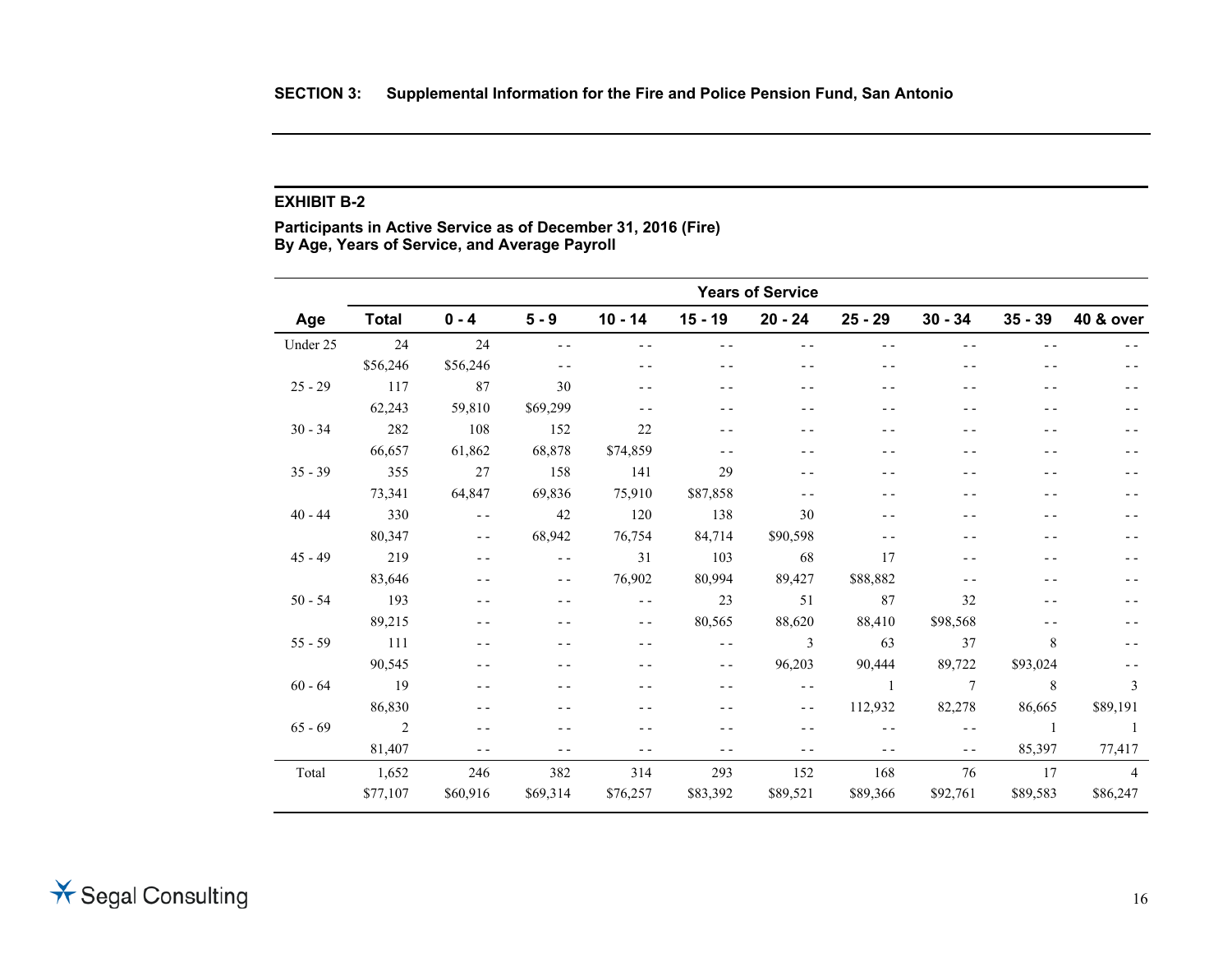**SECTION 3: Supplemental Information for the Fire and Police Pension Fund, San Antonio**

## EXHIBIT B-2

**Participants in Active Service as of December 31, 2016 (Fire)**
**By Age, Years of Service, and Average Payroll**

| | | Years of Service | | | | | | | | |
|---|---|---|---|---|---|---|---|---|---|---|
| **Age** | **Total** | **0 - 4** | **5 - 9** | **10 - 14** | **15 - 19** | **20 - 24** | **25 - 29** | **30 - 34** | **35 - 39** | **40 & over** |
| Under 25 | 24 | 24 | - - | - - | - - | - - | - - | - - | - - | - - |
| | $56,246 | $56,246 | - - | - - | - - | - - | - - | - - | - - | - - |
| 25 - 29 | 117 | 87 | 30 | - - | - - | - - | - - | - - | - - | - - |
| | 62,243 | 59,810 | $69,299 | - - | - - | - - | - - | - - | - - | - - |
| 30 - 34 | 282 | 108 | 152 | 22 | - - | - - | - - | - - | - - | - - |
| | 66,657 | 61,862 | 68,878 | $74,859 | - - | - - | - - | - - | - - | - - |
| 35 - 39 | 355 | 27 | 158 | 141 | 29 | - - | - - | - - | - - | - - |
| | 73,341 | 64,847 | 69,836 | 75,910 | $87,858 | - - | - - | - - | - - | - - |
| 40 - 44 | 330 | - - | 42 | 120 | 138 | 30 | - - | - - | - - | - - |
| | 80,347 | - - | 68,942 | 76,754 | 84,714 | $90,598 | - - | - - | - - | - - |
| 45 - 49 | 219 | - - | - - | 31 | 103 | 68 | 17 | - - | - - | - - |
| | 83,646 | - - | - - | 76,902 | 80,994 | 89,427 | $88,882 | - - | - - | - - |
| 50 - 54 | 193 | - - | - - | - - | 23 | 51 | 87 | 32 | - - | - - |
| | 89,215 | - - | - - | - - | 80,565 | 88,620 | 88,410 | $98,568 | - - | - - |
| 55 - 59 | 111 | - - | - - | - - | - - | 3 | 63 | 37 | 8 | - - |
| | 90,545 | - - | - - | - - | - - | 96,203 | 90,444 | 89,722 | $93,024 | - - |
| 60 - 64 | 19 | - - | - - | - - | - - | - - | 1 | 7 | 8 | 3 |
| | 86,830 | - - | - - | - - | - - | - - | 112,932 | 82,278 | 86,665 | $89,191 |
| 65 - 69 | 2 | - - | - - | - - | - - | - - | - - | - - | 1 | 1 |
| | 81,407 | - - | - - | - - | - - | - - | - - | - - | 85,397 | 77,417 |
| Total | 1,652 | 246 | 382 | 314 | 293 | 152 | 168 | 76 | 17 | 4 |
| | $77,107 | $60,916 | $69,314 | $76,257 | $83,392 | $89,521 | $89,366 | $92,761 | $89,583 | $86,247 |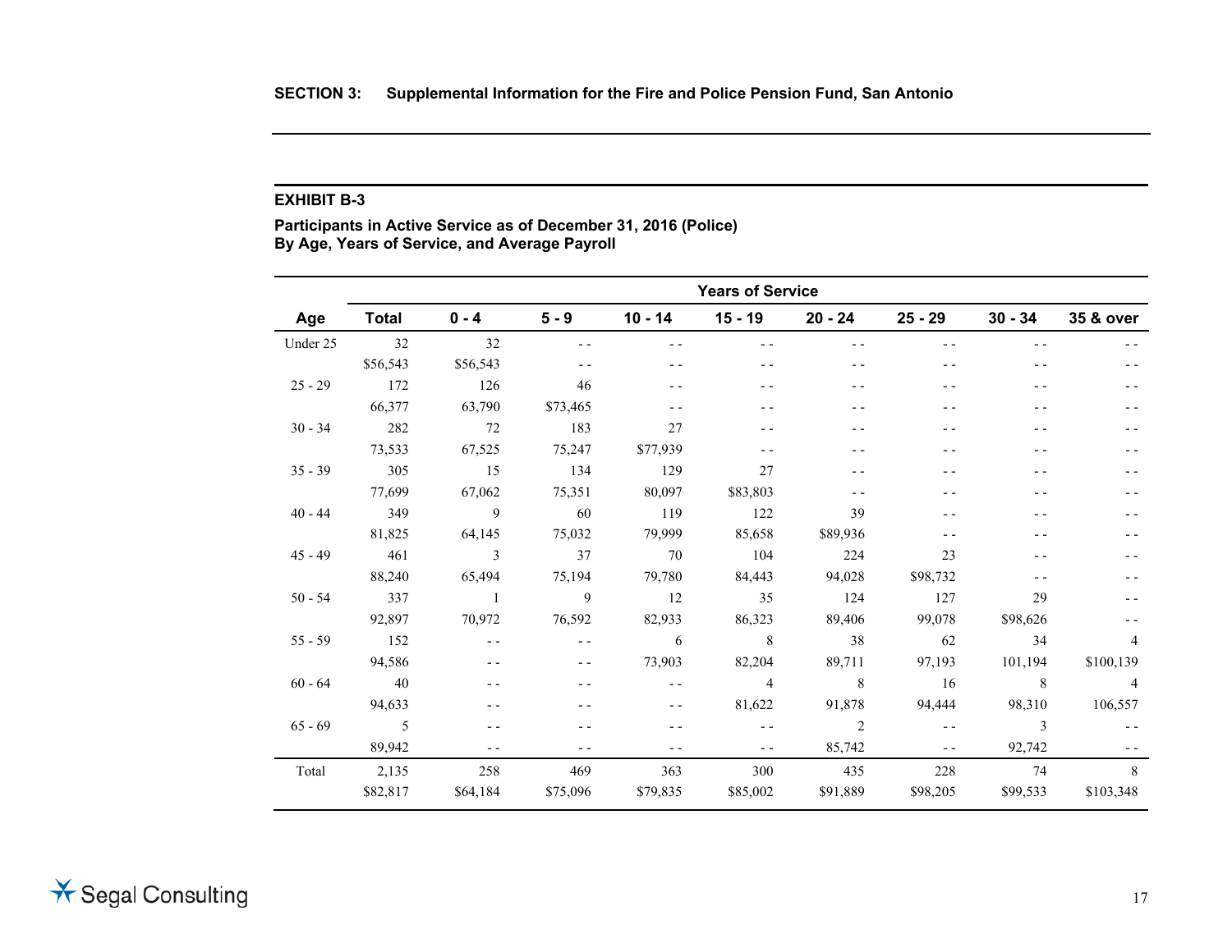**SECTION 3: Supplemental Information for the Fire and Police Pension Fund, San Antonio**

**EXHIBIT B-3**

**Participants in Active Service as of December 31, 2016 (Police)**
**By Age, Years of Service, and Average Payroll**

| | | Years of Service | | | | | | | |
|---|---|---|---|---|---|---|---|---|---|
| **Age** | **Total** | **0 - 4** | **5 - 9** | **10 - 14** | **15 - 19** | **20 - 24** | **25 - 29** | **30 - 34** | **35 & over** |
| Under 25 | 32 | 32 | - - | - - | - - | - - | - - | - - | - - |
| | $56,543 | $56,543 | - - | - - | - - | - - | - - | - - | - - |
| 25 - 29 | 172 | 126 | 46 | - - | - - | - - | - - | - - | - - |
| | 66,377 | 63,790 | $73,465 | - - | - - | - - | - - | - - | - - |
| 30 - 34 | 282 | 72 | 183 | 27 | - - | - - | - - | - - | - - |
| | 73,533 | 67,525 | 75,247 | $77,939 | - - | - - | - - | - - | - - |
| 35 - 39 | 305 | 15 | 134 | 129 | 27 | - - | - - | - - | - - |
| | 77,699 | 67,062 | 75,351 | 80,097 | $83,803 | - - | - - | - - | - - |
| 40 - 44 | 349 | 9 | 60 | 119 | 122 | 39 | - - | - - | - - |
| | 81,825 | 64,145 | 75,032 | 79,999 | 85,658 | $89,936 | - - | - - | - - |
| 45 - 49 | 461 | 3 | 37 | 70 | 104 | 224 | 23 | - - | - - |
| | 88,240 | 65,494 | 75,194 | 79,780 | 84,443 | 94,028 | $98,732 | - - | - - |
| 50 - 54 | 337 | 1 | 9 | 12 | 35 | 124 | 127 | 29 | - - |
| | 92,897 | 70,972 | 76,592 | 82,933 | 86,323 | 89,406 | 99,078 | $98,626 | - - |
| 55 - 59 | 152 | - - | - - | 6 | 8 | 38 | 62 | 34 | 4 |
| | 94,586 | - - | - - | 73,903 | 82,204 | 89,711 | 97,193 | 101,194 | $100,139 |
| 60 - 64 | 40 | - - | - - | - - | 4 | 8 | 16 | 8 | 4 |
| | 94,633 | - - | - - | - - | 81,622 | 91,878 | 94,444 | 98,310 | 106,557 |
| 65 - 69 | 5 | - - | - - | - - | - - | 2 | - - | 3 | - - |
| | 89,942 | - - | - - | - - | - - | 85,742 | - - | 92,742 | - - |
| Total | 2,135 | 258 | 469 | 363 | 300 | 435 | 228 | 74 | 8 |
| | $82,817 | $64,184 | $75,096 | $79,835 | $85,002 | $91,889 | $98,205 | $99,533 | $103,348 |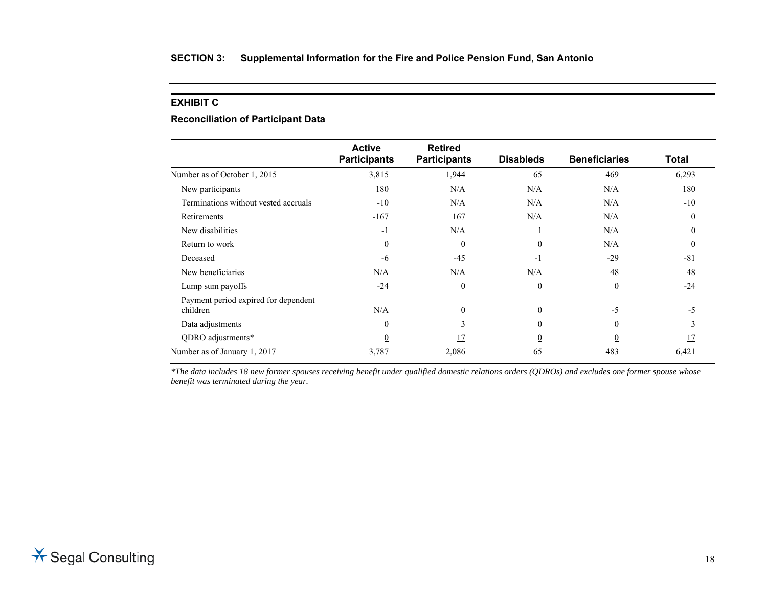## SECTION 3: Supplemental Information for the Fire and Police Pension Fund, San Antonio

### EXHIBIT C

**Reconciliation of Participant Data**

| | Active Participants | Retired Participants | Disableds | Beneficiaries | Total |
|---|---|---|---|---|---|
| Number as of October 1, 2015 | 3,815 | 1,944 | 65 | 469 | 6,293 |
| New participants | 180 | N/A | N/A | N/A | 180 |
| Terminations without vested accruals | -10 | N/A | N/A | N/A | -10 |
| Retirements | -167 | 167 | N/A | N/A | 0 |
| New disabilities | -1 | N/A | 1 | N/A | 0 |
| Return to work | 0 | 0 | 0 | N/A | 0 |
| Deceased | -6 | -45 | -1 | -29 | -81 |
| New beneficiaries | N/A | N/A | N/A | 48 | 48 |
| Lump sum payoffs | -24 | 0 | 0 | 0 | -24 |
| Payment period expired for dependent children | N/A | 0 | 0 | -5 | -5 |
| Data adjustments | 0 | 3 | 0 | 0 | 3 |
| QDRO adjustments* | 0 | 17 | 0 | 0 | 17 |
| Number as of January 1, 2017 | 3,787 | 2,086 | 65 | 483 | 6,421 |

*\*The data includes 18 new former spouses receiving benefit under qualified domestic relations orders (QDROs) and excludes one former spouse whose benefit was terminated during the year.*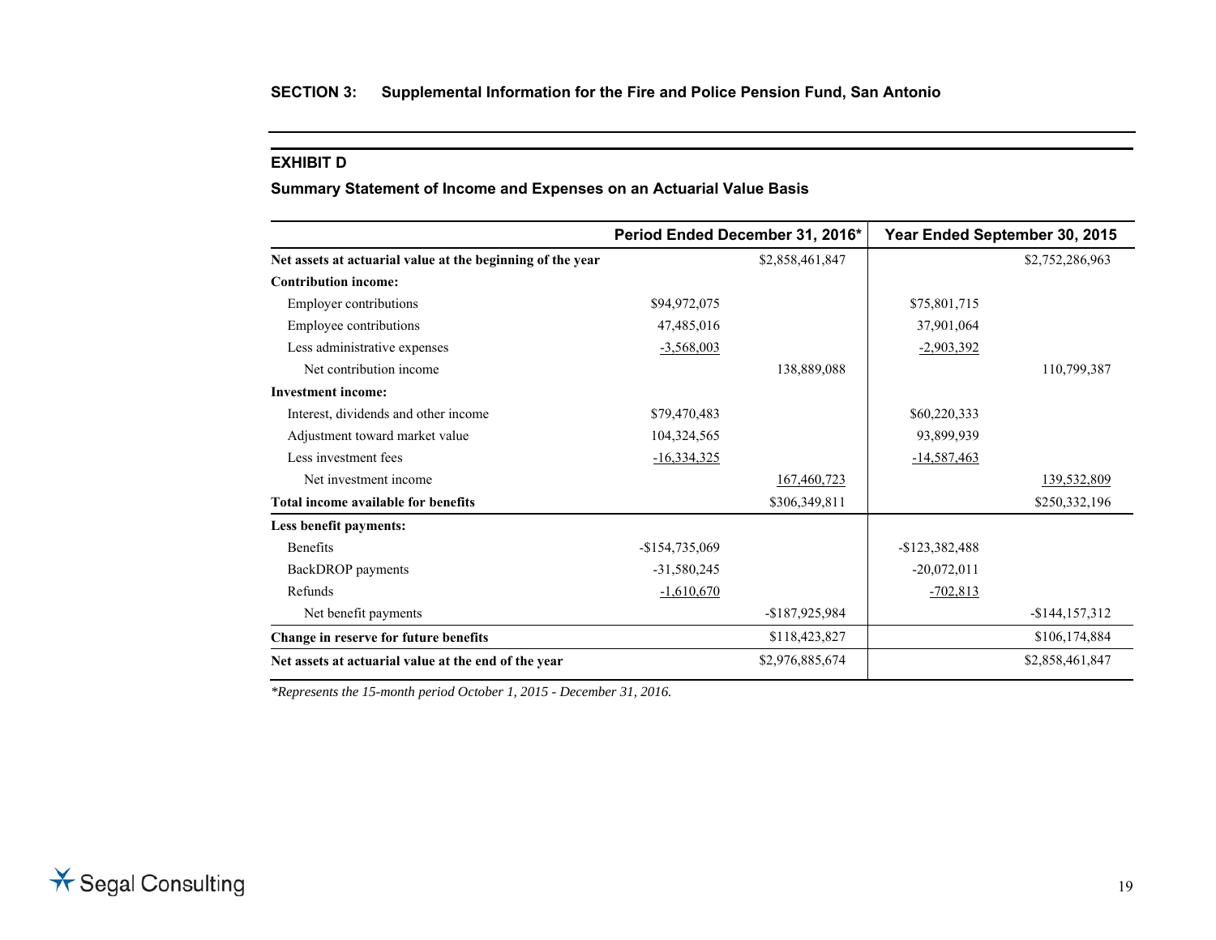## SECTION 3: Supplemental Information for the Fire and Police Pension Fund, San Antonio

### EXHIBIT D

**Summary Statement of Income and Expenses on an Actuarial Value Basis**

| | Period Ended December 31, 2016* | | Year Ended September 30, 2015 | |
|---|---|---|---|---|
| **Net assets at actuarial value at the beginning of the year** | | $2,858,461,847 | | $2,752,286,963 |
| **Contribution income:** | | | | |
| Employer contributions | $94,972,075 | | $75,801,715 | |
| Employee contributions | 47,485,016 | | 37,901,064 | |
| Less administrative expenses | -3,568,003 | | -2,903,392 | |
| Net contribution income | | 138,889,088 | | 110,799,387 |
| **Investment income:** | | | | |
| Interest, dividends and other income | $79,470,483 | | $60,220,333 | |
| Adjustment toward market value | 104,324,565 | | 93,899,939 | |
| Less investment fees | -16,334,325 | | -14,587,463 | |
| Net investment income | | 167,460,723 | | 139,532,809 |
| **Total income available for benefits** | | $306,349,811 | | $250,332,196 |
| **Less benefit payments:** | | | | |
| Benefits | -$154,735,069 | | -$123,382,488 | |
| BackDROP payments | -31,580,245 | | -20,072,011 | |
| Refunds | -1,610,670 | | -702,813 | |
| Net benefit payments | | -$187,925,984 | | -$144,157,312 |
| **Change in reserve for future benefits** | | $118,423,827 | | $106,174,884 |
| **Net assets at actuarial value at the end of the year** | | $2,976,885,674 | | $2,858,461,847 |

*Represents the 15-month period October 1, 2015 - December 31, 2016.*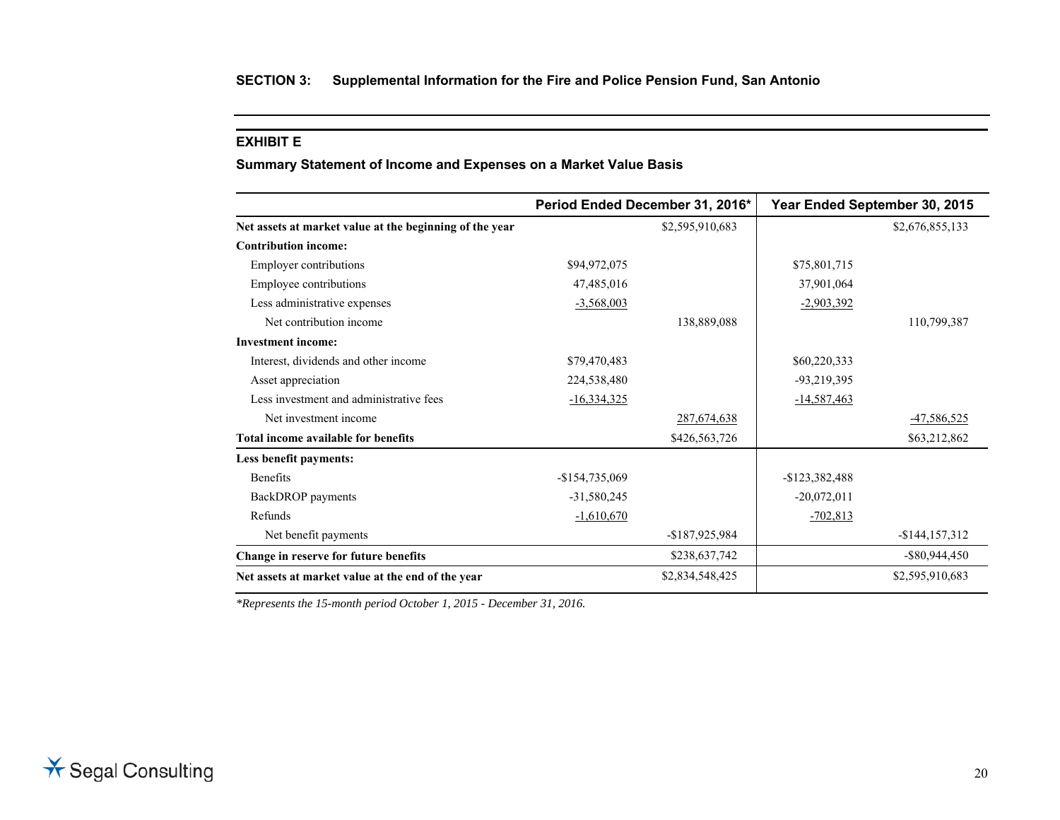**SECTION 3: Supplemental Information for the Fire and Police Pension Fund, San Antonio**

## EXHIBIT E

### Summary Statement of Income and Expenses on a Market Value Basis

| | Period Ended December 31, 2016* | | Year Ended September 30, 2015 | |
|---|---|---|---|---|
| **Net assets at market value at the beginning of the year** | | $2,595,910,683 | | $2,676,855,133 |
| **Contribution income:** | | | | |
| Employer contributions | $94,972,075 | | $75,801,715 | |
| Employee contributions | 47,485,016 | | 37,901,064 | |
| Less administrative expenses | -3,568,003 | | -2,903,392 | |
| Net contribution income | | 138,889,088 | | 110,799,387 |
| **Investment income:** | | | | |
| Interest, dividends and other income | $79,470,483 | | $60,220,333 | |
| Asset appreciation | 224,538,480 | | -93,219,395 | |
| Less investment and administrative fees | -16,334,325 | | -14,587,463 | |
| Net investment income | | 287,674,638 | | -47,586,525 |
| **Total income available for benefits** | | $426,563,726 | | $63,212,862 |
| **Less benefit payments:** | | | | |
| Benefits | -$154,735,069 | | -$123,382,488 | |
| BackDROP payments | -31,580,245 | | -20,072,011 | |
| Refunds | -1,610,670 | | -702,813 | |
| Net benefit payments | | -$187,925,984 | | -$144,157,312 |
| **Change in reserve for future benefits** | | $238,637,742 | | -$80,944,450 |
| **Net assets at market value at the end of the year** | | $2,834,548,425 | | $2,595,910,683 |

*\*Represents the 15-month period October 1, 2015 - December 31, 2016.*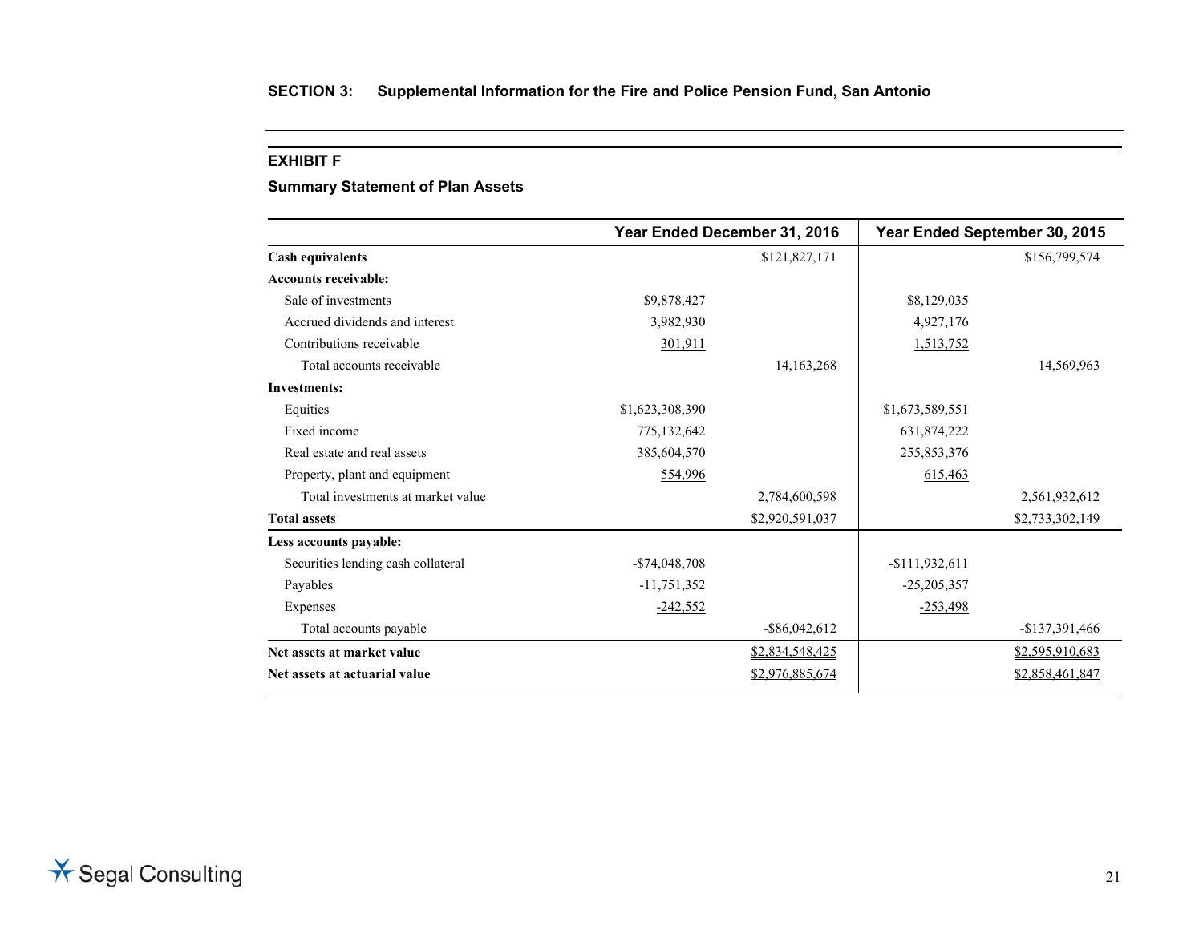## SECTION 3: Supplemental Information for the Fire and Police Pension Fund, San Antonio

### EXHIBIT F

### Summary Statement of Plan Assets

| | Year Ended December 31, 2016 | | Year Ended September 30, 2015 | |
|---|---|---|---|---|
| **Cash equivalents** | | $121,827,171 | | $156,799,574 |
| **Accounts receivable:** | | | | |
| Sale of investments | $9,878,427 | | $8,129,035 | |
| Accrued dividends and interest | 3,982,930 | | 4,927,176 | |
| Contributions receivable | 301,911 | | 1,513,752 | |
| Total accounts receivable | | 14,163,268 | | 14,569,963 |
| **Investments:** | | | | |
| Equities | $1,623,308,390 | | $1,673,589,551 | |
| Fixed income | 775,132,642 | | 631,874,222 | |
| Real estate and real assets | 385,604,570 | | 255,853,376 | |
| Property, plant and equipment | 554,996 | | 615,463 | |
| Total investments at market value | | 2,784,600,598 | | 2,561,932,612 |
| **Total assets** | | $2,920,591,037 | | $2,733,302,149 |
| **Less accounts payable:** | | | | |
| Securities lending cash collateral | -$74,048,708 | | -$111,932,611 | |
| Payables | -11,751,352 | | -25,205,357 | |
| Expenses | -242,552 | | -253,498 | |
| Total accounts payable | | -$86,042,612 | | -$137,391,466 |
| **Net assets at market value** | | $2,834,548,425 | | $2,595,910,683 |
| **Net assets at actuarial value** | | $2,976,885,674 | | $2,858,461,847 |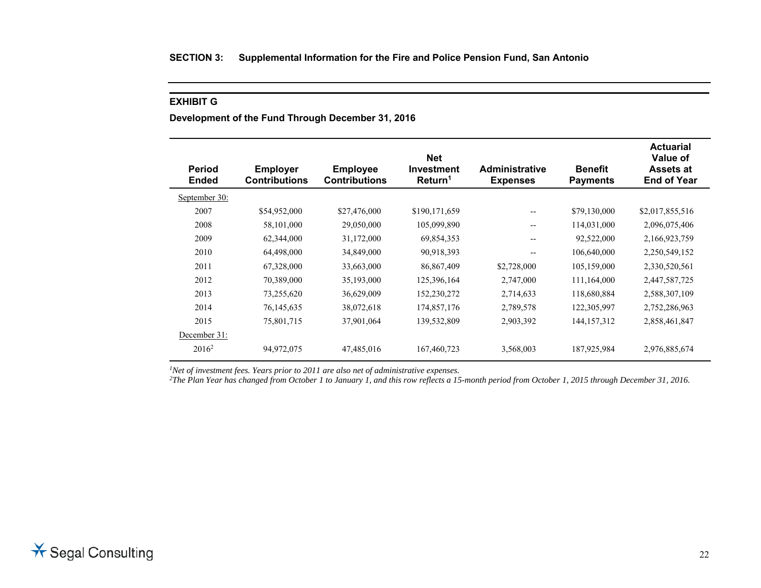**SECTION 3: Supplemental Information for the Fire and Police Pension Fund, San Antonio**

**EXHIBIT G**

**Development of the Fund Through December 31, 2016**

| Period Ended | Employer Contributions | Employee Contributions | Net Investment Return[1] | Administrative Expenses | Benefit Payments | Actuarial Value of Assets at End of Year |
|---|---|---|---|---|---|---|
| September 30: | | | | | | |
| 2007 | $54,952,000 | $27,476,000 | $190,171,659 | -- | $79,130,000 | $2,017,855,516 |
| 2008 | 58,101,000 | 29,050,000 | 105,099,890 | -- | 114,031,000 | 2,096,075,406 |
| 2009 | 62,344,000 | 31,172,000 | 69,854,353 | -- | 92,522,000 | 2,166,923,759 |
| 2010 | 64,498,000 | 34,849,000 | 90,918,393 | -- | 106,640,000 | 2,250,549,152 |
| 2011 | 67,328,000 | 33,663,000 | 86,867,409 | $2,728,000 | 105,159,000 | 2,330,520,561 |
| 2012 | 70,389,000 | 35,193,000 | 125,396,164 | 2,747,000 | 111,164,000 | 2,447,587,725 |
| 2013 | 73,255,620 | 36,629,009 | 152,230,272 | 2,714,633 | 118,680,884 | 2,588,307,109 |
| 2014 | 76,145,635 | 38,072,618 | 174,857,176 | 2,789,578 | 122,305,997 | 2,752,286,963 |
| 2015 | 75,801,715 | 37,901,064 | 139,532,809 | 2,903,392 | 144,157,312 | 2,858,461,847 |
| December 31: | | | | | | |
| 2016[2] | 94,972,075 | 47,485,016 | 167,460,723 | 3,568,003 | 187,925,984 | 2,976,885,674 |

*[1]Net of investment fees. Years prior to 2011 are also net of administrative expenses.*

*[2]The Plan Year has changed from October 1 to January 1, and this row reflects a 15-month period from October 1, 2015 through December 31, 2016.*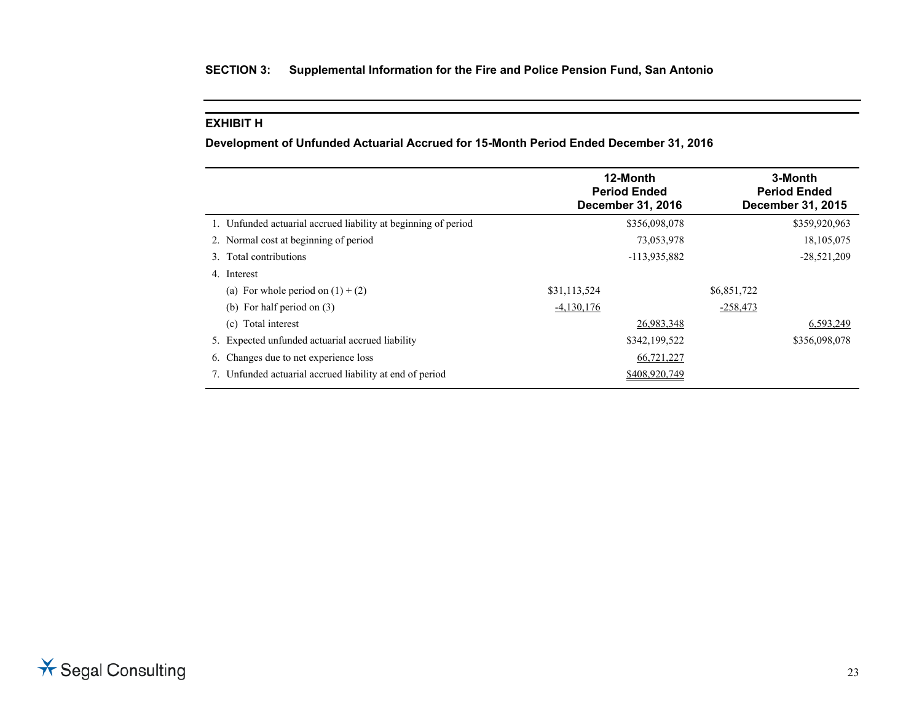## SECTION 3: Supplemental Information for the Fire and Police Pension Fund, San Antonio

### EXHIBIT H

**Development of Unfunded Actuarial Accrued for 15-Month Period Ended December 31, 2016**

| | | 12-Month Period Ended December 31, 2016 | | 3-Month Period Ended December 31, 2015 |
|---|---|---|---|---|
| 1. Unfunded actuarial accrued liability at beginning of period | | $356,098,078 | | $359,920,963 |
| 2. Normal cost at beginning of period | | 73,053,978 | | 18,105,075 |
| 3. Total contributions | | -113,935,882 | | -28,521,209 |
| 4. Interest | | | | |
| (a) For whole period on (1) + (2) | $31,113,524 | | $6,851,722 | |
| (b) For half period on (3) | -4,130,176 | | -258,473 | |
| (c) Total interest | | 26,983,348 | | 6,593,249 |
| 5. Expected unfunded actuarial accrued liability | | $342,199,522 | | $356,098,078 |
| 6. Changes due to net experience loss | | 66,721,227 | | |
| 7. Unfunded actuarial accrued liability at end of period | | $408,920,749 | | |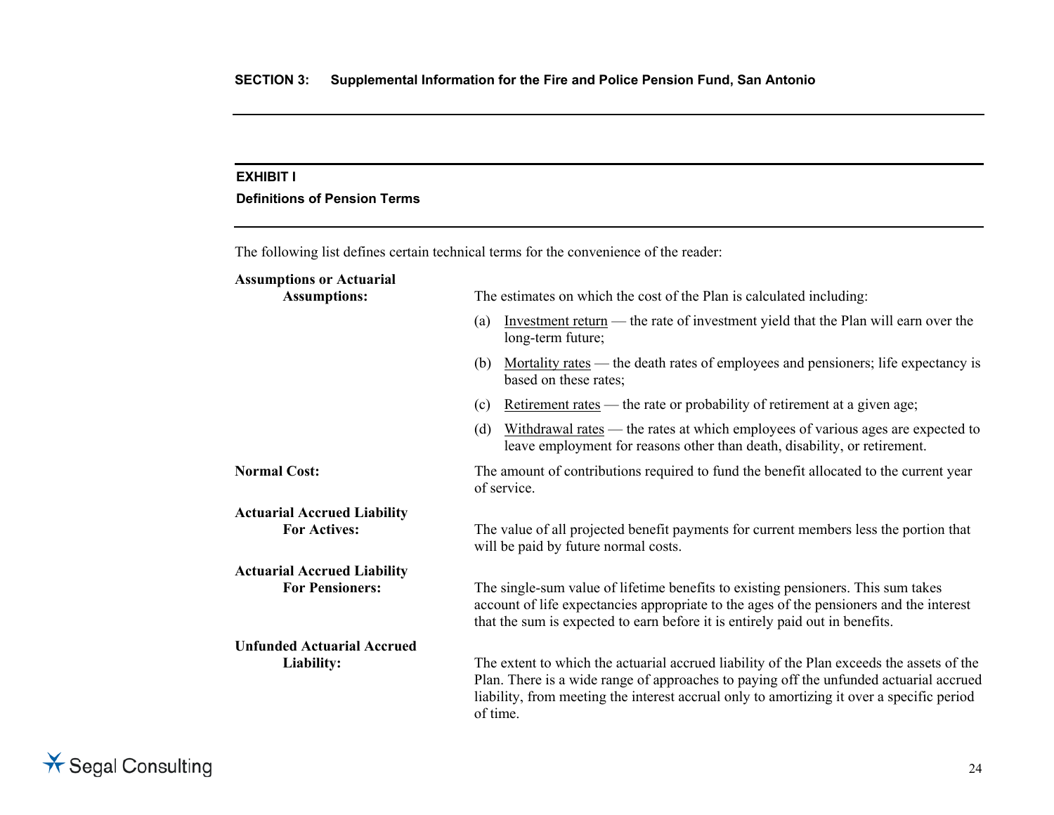## EXHIBIT I

### Definitions of Pension Terms

The following list defines certain technical terms for the convenience of the reader:

**Assumptions or Actuarial Assumptions:** The estimates on which the cost of the Plan is calculated including:

(a) Investment return — the rate of investment yield that the Plan will earn over the long-term future;

(b) Mortality rates — the death rates of employees and pensioners; life expectancy is based on these rates;

(c) Retirement rates — the rate or probability of retirement at a given age;

(d) Withdrawal rates — the rates at which employees of various ages are expected to leave employment for reasons other than death, disability, or retirement.

**Normal Cost:** The amount of contributions required to fund the benefit allocated to the current year of service.

**Actuarial Accrued Liability For Actives:** The value of all projected benefit payments for current members less the portion that will be paid by future normal costs.

**Actuarial Accrued Liability For Pensioners:** The single-sum value of lifetime benefits to existing pensioners. This sum takes account of life expectancies appropriate to the ages of the pensioners and the interest that the sum is expected to earn before it is entirely paid out in benefits.

**Unfunded Actuarial Accrued Liability:** The extent to which the actuarial accrued liability of the Plan exceeds the assets of the Plan. There is a wide range of approaches to paying off the unfunded actuarial accrued liability, from meeting the interest accrual only to amortizing it over a specific period of time.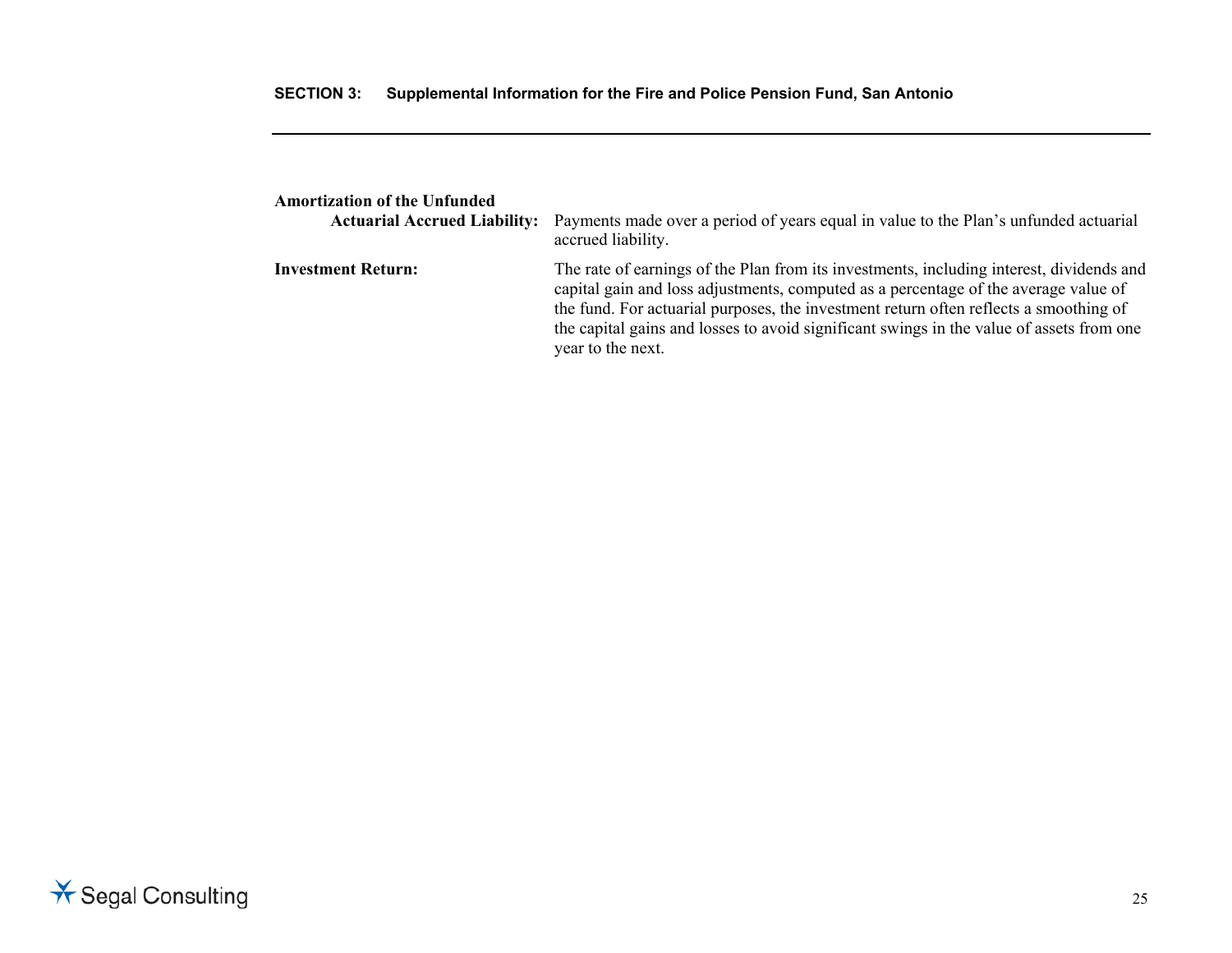**Amortization of the Unfunded Actuarial Accrued Liability:** Payments made over a period of years equal in value to the Plan's unfunded actuarial accrued liability.

**Investment Return:** The rate of earnings of the Plan from its investments, including interest, dividends and capital gain and loss adjustments, computed as a percentage of the average value of the fund. For actuarial purposes, the investment return often reflects a smoothing of the capital gains and losses to avoid significant swings in the value of assets from one year to the next.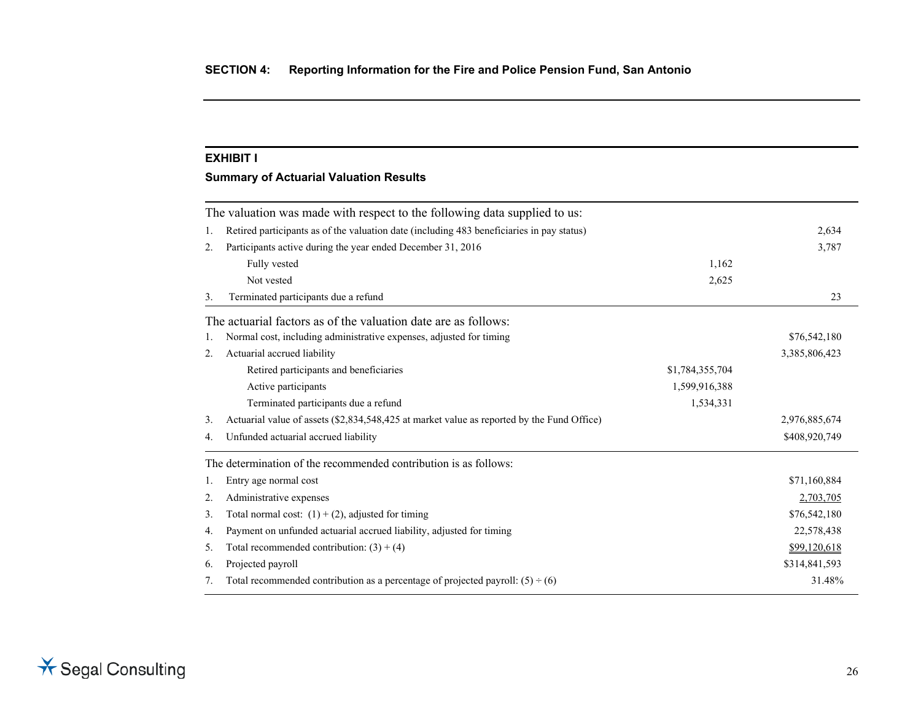## SECTION 4: Reporting Information for the Fire and Police Pension Fund, San Antonio

### EXHIBIT I

### Summary of Actuarial Valuation Results

| The valuation was made with respect to the following data supplied to us: | | |
|---|---|---|
| 1. Retired participants as of the valuation date (including 483 beneficiaries in pay status) | | 2,634 |
| 2. Participants active during the year ended December 31, 2016 | | 3,787 |
| Fully vested | 1,162 | |
| Not vested | 2,625 | |
| 3. Terminated participants due a refund | | 23 |

| The actuarial factors as of the valuation date are as follows: | | |
|---|---|---|
| 1. Normal cost, including administrative expenses, adjusted for timing | | $76,542,180 |
| 2. Actuarial accrued liability | | 3,385,806,423 |
| Retired participants and beneficiaries | $1,784,355,704 | |
| Active participants | 1,599,916,388 | |
| Terminated participants due a refund | 1,534,331 | |
| 3. Actuarial value of assets ($2,834,548,425 at market value as reported by the Fund Office) | | 2,976,885,674 |
| 4. Unfunded actuarial accrued liability | | $408,920,749 |

| The determination of the recommended contribution is as follows: | |
|---|---|
| 1. Entry age normal cost | $71,160,884 |
| 2. Administrative expenses | 2,703,705 |
| 3. Total normal cost: (1) + (2), adjusted for timing | $76,542,180 |
| 4. Payment on unfunded actuarial accrued liability, adjusted for timing | 22,578,438 |
| 5. Total recommended contribution: (3) + (4) | $99,120,618 |
| 6. Projected payroll | $314,841,593 |
| 7. Total recommended contribution as a percentage of projected payroll: (5) ÷ (6) | 31.48% |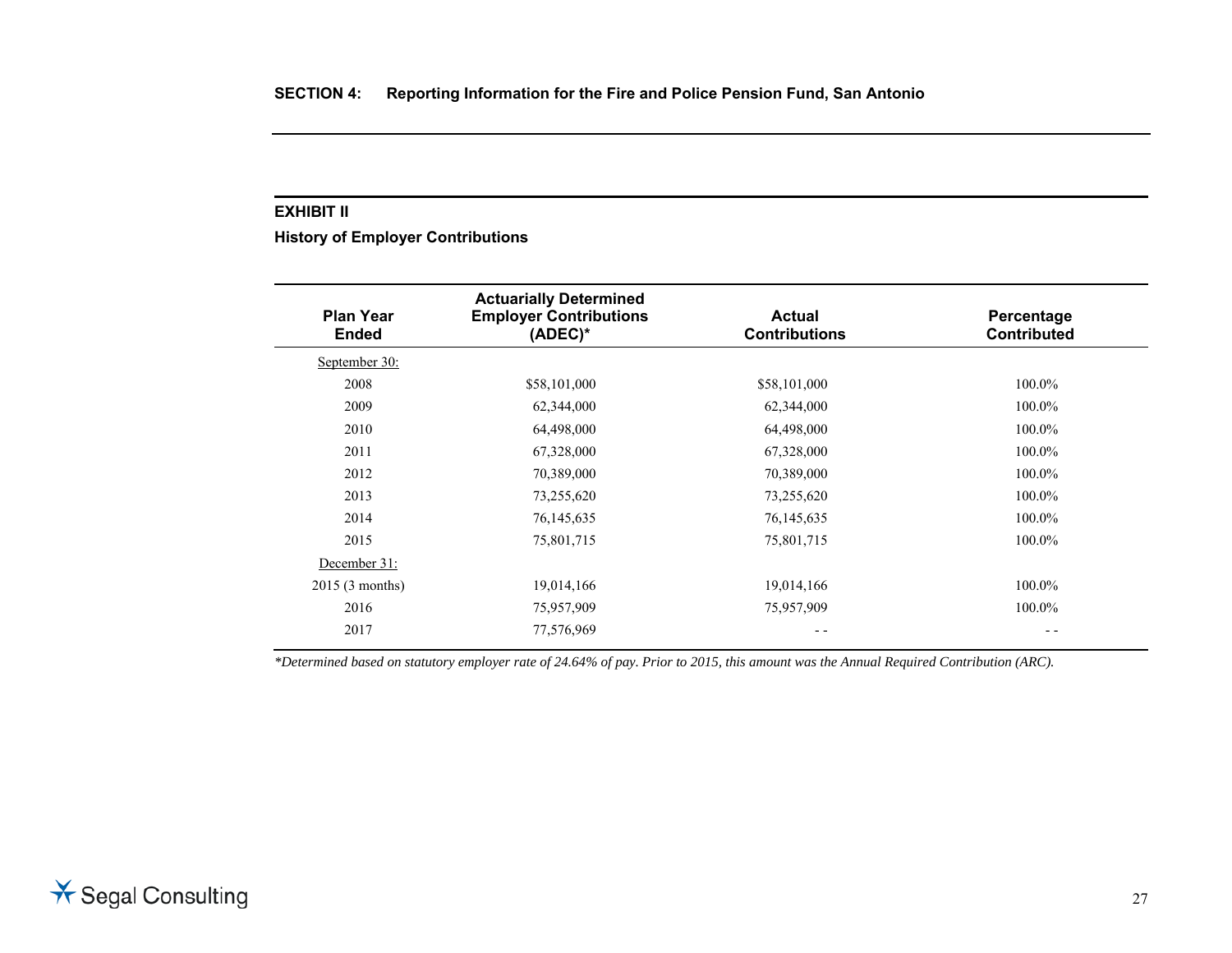## SECTION 4: Reporting Information for the Fire and Police Pension Fund, San Antonio

### EXHIBIT II

**History of Employer Contributions**

| Plan Year Ended | Actuarially Determined Employer Contributions (ADEC)* | Actual Contributions | Percentage Contributed |
|---|---|---|---|
| September 30: | | | |
| 2008 | $58,101,000 | $58,101,000 | 100.0% |
| 2009 | 62,344,000 | 62,344,000 | 100.0% |
| 2010 | 64,498,000 | 64,498,000 | 100.0% |
| 2011 | 67,328,000 | 67,328,000 | 100.0% |
| 2012 | 70,389,000 | 70,389,000 | 100.0% |
| 2013 | 73,255,620 | 73,255,620 | 100.0% |
| 2014 | 76,145,635 | 76,145,635 | 100.0% |
| 2015 | 75,801,715 | 75,801,715 | 100.0% |
| December 31: | | | |
| 2015 (3 months) | 19,014,166 | 19,014,166 | 100.0% |
| 2016 | 75,957,909 | 75,957,909 | 100.0% |
| 2017 | 77,576,969 | - - | - - |

*\*Determined based on statutory employer rate of 24.64% of pay. Prior to 2015, this amount was the Annual Required Contribution (ARC).*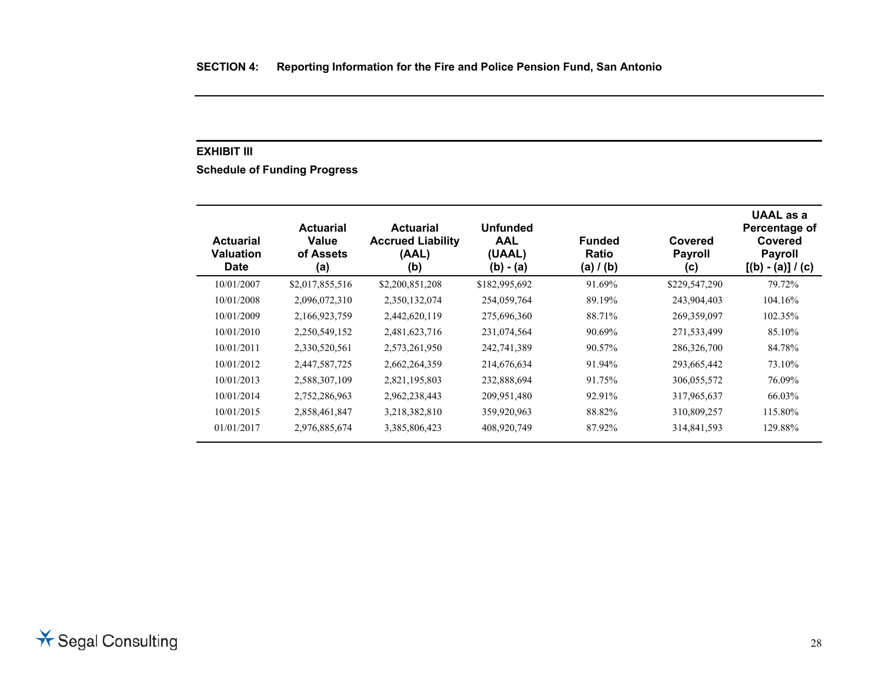**SECTION 4: Reporting Information for the Fire and Police Pension Fund, San Antonio**

**EXHIBIT III**

**Schedule of Funding Progress**

| Actuarial Valuation Date | Actuarial Value of Assets (a) | Actuarial Accrued Liability (AAL) (b) | Unfunded AAL (UAAL) (b) - (a) | Funded Ratio (a) / (b) | Covered Payroll (c) | UAAL as a Percentage of Covered Payroll [(b) - (a)] / (c) |
|---|---|---|---|---|---|---|
| 10/01/2007 | $2,017,855,516 | $2,200,851,208 | $182,995,692 | 91.69% | $229,547,290 | 79.72% |
| 10/01/2008 | 2,096,072,310 | 2,350,132,074 | 254,059,764 | 89.19% | 243,904,403 | 104.16% |
| 10/01/2009 | 2,166,923,759 | 2,442,620,119 | 275,696,360 | 88.71% | 269,359,097 | 102.35% |
| 10/01/2010 | 2,250,549,152 | 2,481,623,716 | 231,074,564 | 90.69% | 271,533,499 | 85.10% |
| 10/01/2011 | 2,330,520,561 | 2,573,261,950 | 242,741,389 | 90.57% | 286,326,700 | 84.78% |
| 10/01/2012 | 2,447,587,725 | 2,662,264,359 | 214,676,634 | 91.94% | 293,665,442 | 73.10% |
| 10/01/2013 | 2,588,307,109 | 2,821,195,803 | 232,888,694 | 91.75% | 306,055,572 | 76.09% |
| 10/01/2014 | 2,752,286,963 | 2,962,238,443 | 209,951,480 | 92.91% | 317,965,637 | 66.03% |
| 10/01/2015 | 2,858,461,847 | 3,218,382,810 | 359,920,963 | 88.82% | 310,809,257 | 115.80% |
| 01/01/2017 | 2,976,885,674 | 3,385,806,423 | 408,920,749 | 87.92% | 314,841,593 | 129.88% |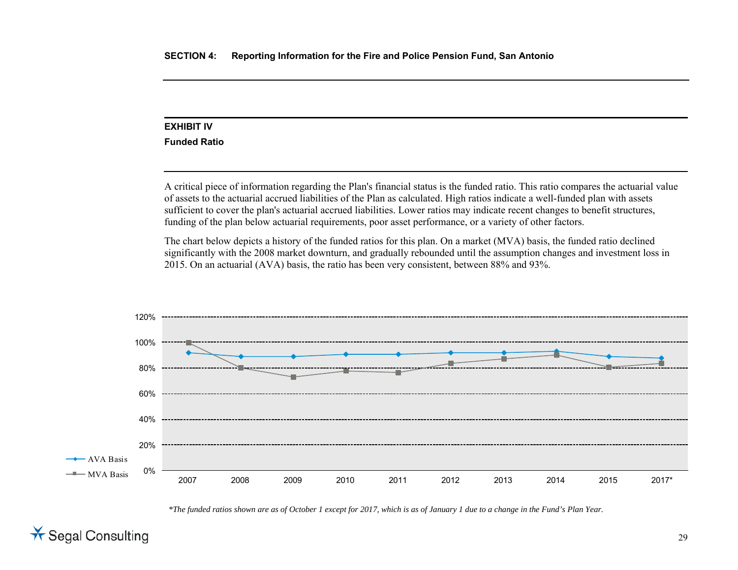## SECTION 4: Reporting Information for the Fire and Police Pension Fund, San Antonio

### EXHIBIT IV

**Funded Ratio**

A critical piece of information regarding the Plan's financial status is the funded ratio. This ratio compares the actuarial value of assets to the actuarial accrued liabilities of the Plan as calculated. High ratios indicate a well-funded plan with assets sufficient to cover the plan's actuarial accrued liabilities. Lower ratios may indicate recent changes to benefit structures, funding of the plan below actuarial requirements, poor asset performance, or a variety of other factors.

The chart below depicts a history of the funded ratios for this plan. On a market (MVA) basis, the funded ratio declined significantly with the 2008 market downturn, and gradually rebounded until the assumption changes and investment loss in 2015. On an actuarial (AVA) basis, the ratio has been very consistent, between 88% and 93%.

120%
100%
80%
60%
40%
20%
0%

2007 2008 2009 2010 2011 2012 2013 2014 2015 2017*

AVA Basis
MVA Basis

*\*The funded ratios shown are as of October 1 except for 2017, which is as of January 1 due to a change in the Fund's Plan Year.*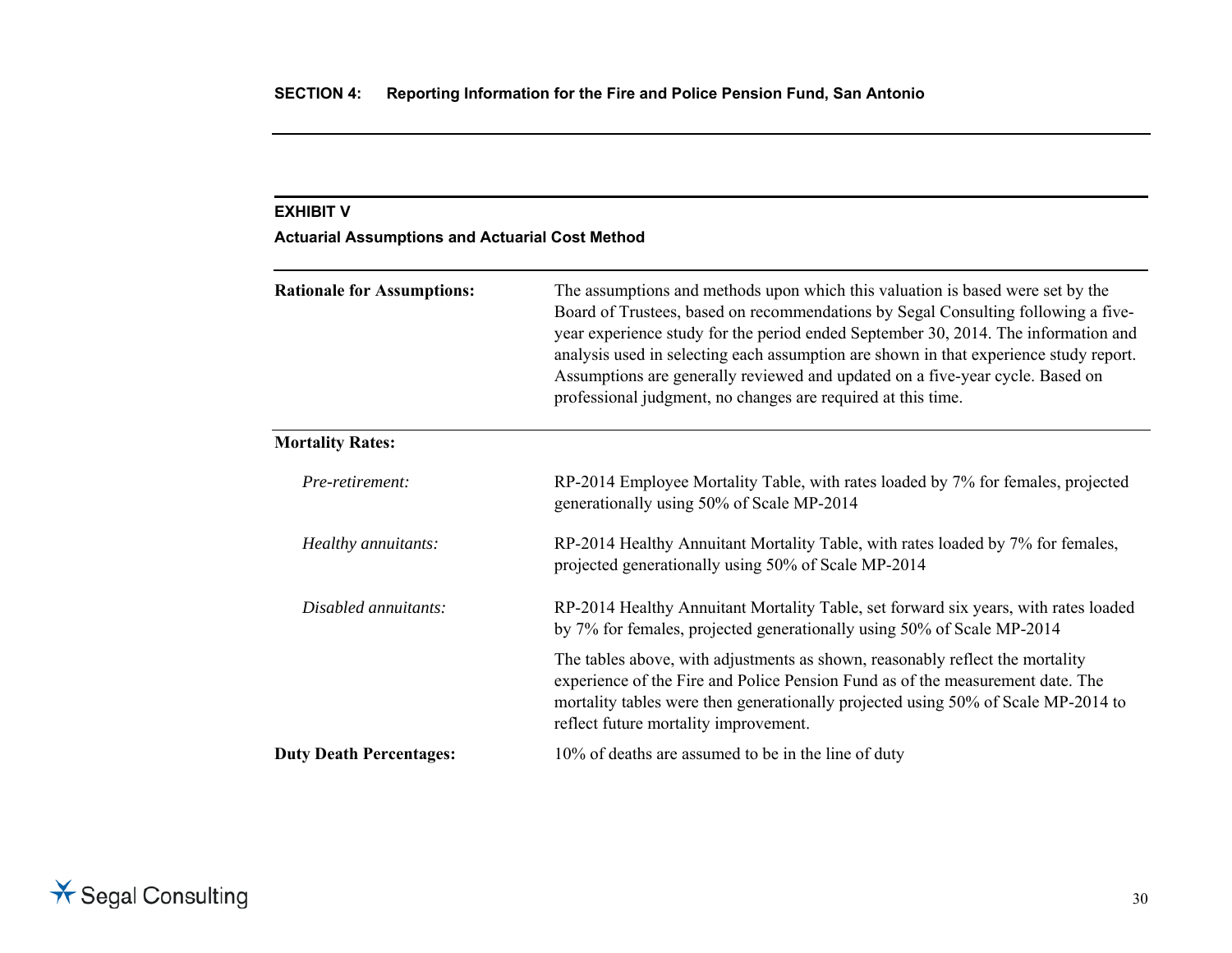**SECTION 4: Reporting Information for the Fire and Police Pension Fund, San Antonio**

## EXHIBIT V

### Actuarial Assumptions and Actuarial Cost Method

**Rationale for Assumptions:** The assumptions and methods upon which this valuation is based were set by the Board of Trustees, based on recommendations by Segal Consulting following a five-year experience study for the period ended September 30, 2014. The information and analysis used in selecting each assumption are shown in that experience study report. Assumptions are generally reviewed and updated on a five-year cycle. Based on professional judgment, no changes are required at this time.

**Mortality Rates:**

*Pre-retirement:* RP-2014 Employee Mortality Table, with rates loaded by 7% for females, projected generationally using 50% of Scale MP-2014

*Healthy annuitants:* RP-2014 Healthy Annuitant Mortality Table, with rates loaded by 7% for females, projected generationally using 50% of Scale MP-2014

*Disabled annuitants:* RP-2014 Healthy Annuitant Mortality Table, set forward six years, with rates loaded by 7% for females, projected generationally using 50% of Scale MP-2014

The tables above, with adjustments as shown, reasonably reflect the mortality experience of the Fire and Police Pension Fund as of the measurement date. The mortality tables were then generationally projected using 50% of Scale MP-2014 to reflect future mortality improvement.

**Duty Death Percentages:** 10% of deaths are assumed to be in the line of duty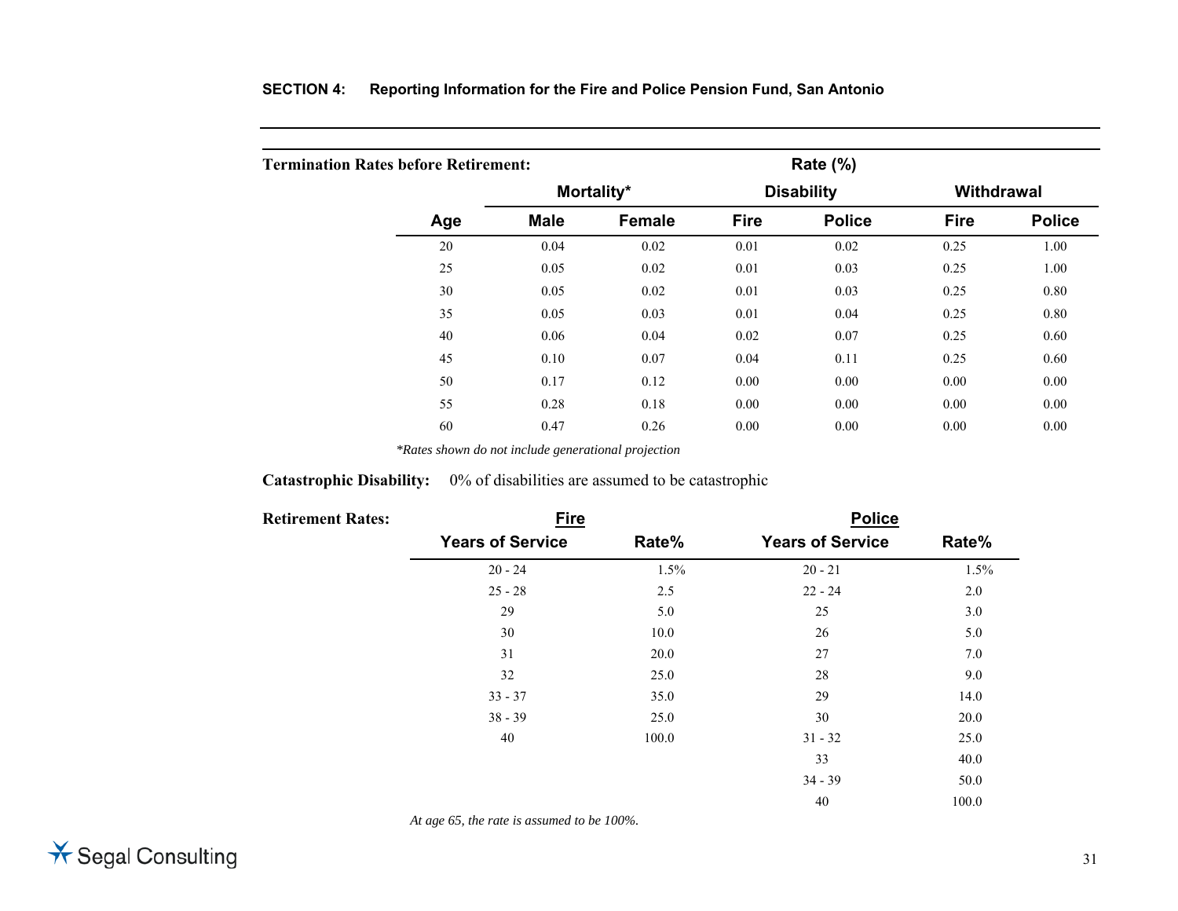**Termination Rates before Retirement:**

| | Rate (%) | | | | | |
|---|---|---|---|---|---|---|
| | Mortality* | | Disability | | Withdrawal | |
| Age | Male | Female | Fire | Police | Fire | Police |
| 20 | 0.04 | 0.02 | 0.01 | 0.02 | 0.25 | 1.00 |
| 25 | 0.05 | 0.02 | 0.01 | 0.03 | 0.25 | 1.00 |
| 30 | 0.05 | 0.02 | 0.01 | 0.03 | 0.25 | 0.80 |
| 35 | 0.05 | 0.03 | 0.01 | 0.04 | 0.25 | 0.80 |
| 40 | 0.06 | 0.04 | 0.02 | 0.07 | 0.25 | 0.60 |
| 45 | 0.10 | 0.07 | 0.04 | 0.11 | 0.25 | 0.60 |
| 50 | 0.17 | 0.12 | 0.00 | 0.00 | 0.00 | 0.00 |
| 55 | 0.28 | 0.18 | 0.00 | 0.00 | 0.00 | 0.00 |
| 60 | 0.47 | 0.26 | 0.00 | 0.00 | 0.00 | 0.00 |

*\*Rates shown do not include generational projection*

**Catastrophic Disability:** 0% of disabilities are assumed to be catastrophic

**Retirement Rates:**

| Fire | | Police | |
|---|---|---|---|
| Years of Service | Rate% | Years of Service | Rate% |
| 20 - 24 | 1.5% | 20 - 21 | 1.5% |
| 25 - 28 | 2.5 | 22 - 24 | 2.0 |
| 29 | 5.0 | 25 | 3.0 |
| 30 | 10.0 | 26 | 5.0 |
| 31 | 20.0 | 27 | 7.0 |
| 32 | 25.0 | 28 | 9.0 |
| 33 - 37 | 35.0 | 29 | 14.0 |
| 38 - 39 | 25.0 | 30 | 20.0 |
| 40 | 100.0 | 31 - 32 | 25.0 |
| | | 33 | 40.0 |
| | | 34 - 39 | 50.0 |
| | | 40 | 100.0 |

*At age 65, the rate is assumed to be 100%.*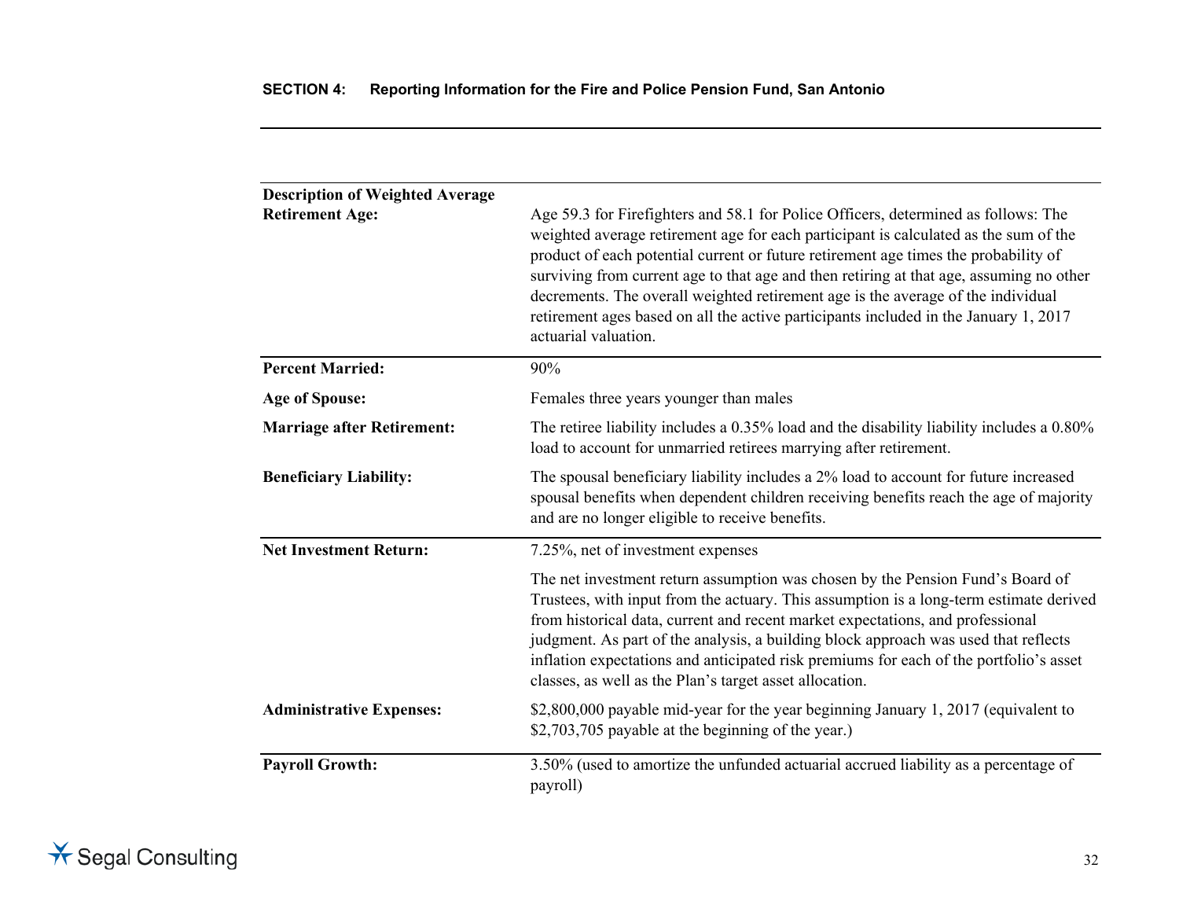| | |
|---|---|
| **Description of Weighted Average Retirement Age:** | Age 59.3 for Firefighters and 58.1 for Police Officers, determined as follows: The weighted average retirement age for each participant is calculated as the sum of the product of each potential current or future retirement age times the probability of surviving from current age to that age and then retiring at that age, assuming no other decrements. The overall weighted retirement age is the average of the individual retirement ages based on all the active participants included in the January 1, 2017 actuarial valuation. |
| **Percent Married:** | 90% |
| **Age of Spouse:** | Females three years younger than males |
| **Marriage after Retirement:** | The retiree liability includes a 0.35% load and the disability liability includes a 0.80% load to account for unmarried retirees marrying after retirement. |
| **Beneficiary Liability:** | The spousal beneficiary liability includes a 2% load to account for future increased spousal benefits when dependent children receiving benefits reach the age of majority and are no longer eligible to receive benefits. |
| **Net Investment Return:** | 7.25%, net of investment expenses<br><br>The net investment return assumption was chosen by the Pension Fund's Board of Trustees, with input from the actuary. This assumption is a long-term estimate derived from historical data, current and recent market expectations, and professional judgment. As part of the analysis, a building block approach was used that reflects inflation expectations and anticipated risk premiums for each of the portfolio's asset classes, as well as the Plan's target asset allocation. |
| **Administrative Expenses:** | $2,800,000 payable mid-year for the year beginning January 1, 2017 (equivalent to $2,703,705 payable at the beginning of the year.) |
| **Payroll Growth:** | 3.50% (used to amortize the unfunded actuarial accrued liability as a percentage of payroll) |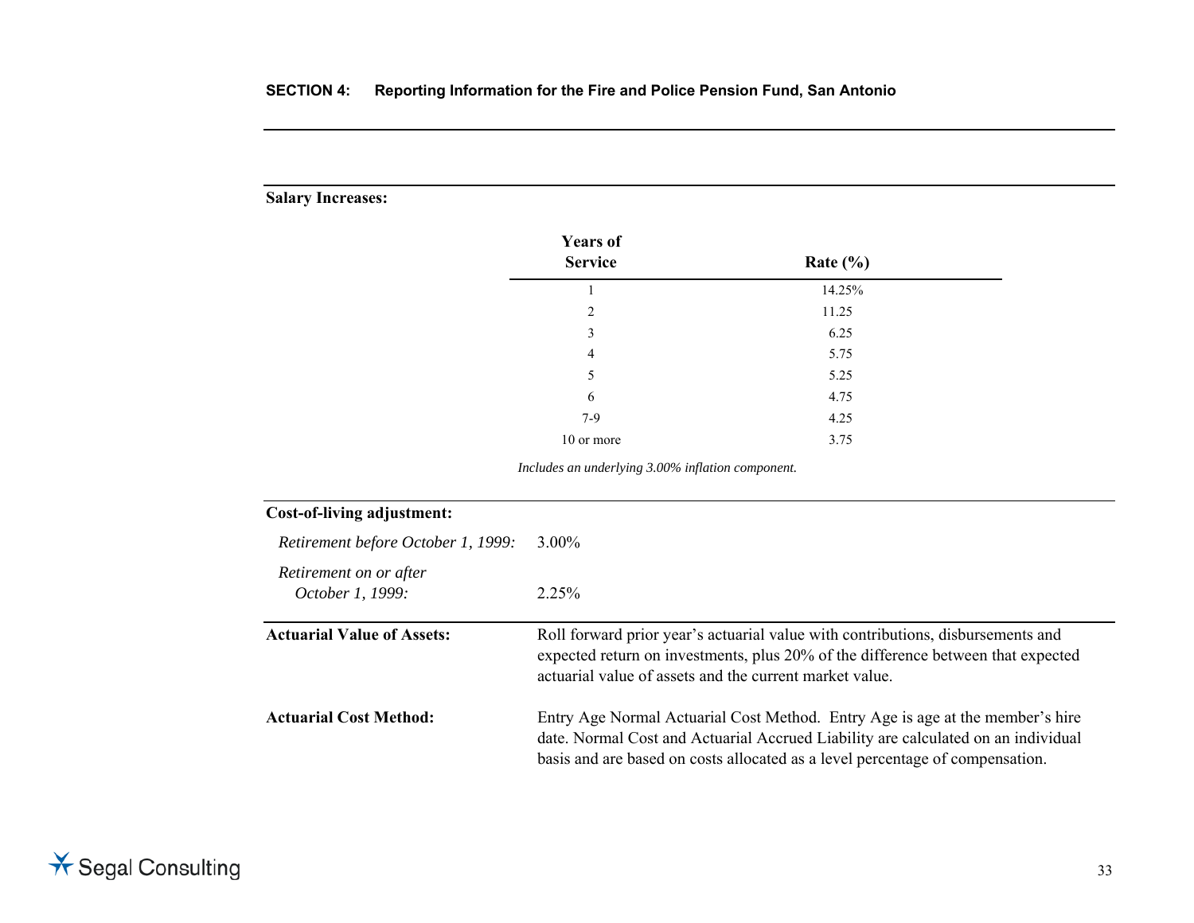**Salary Increases:**

| Years of Service | Rate (%) |
|---|---|
| 1 | 14.25% |
| 2 | 11.25 |
| 3 | 6.25 |
| 4 | 5.75 |
| 5 | 5.25 |
| 6 | 4.75 |
| 7-9 | 4.25 |
| 10 or more | 3.75 |

*Includes an underlying 3.00% inflation component.*

**Cost-of-living adjustment:**

*Retirement before October 1, 1999:* 3.00%

*Retirement on or after October 1, 1999:* 2.25%

**Actuarial Value of Assets:** Roll forward prior year's actuarial value with contributions, disbursements and expected return on investments, plus 20% of the difference between that expected actuarial value of assets and the current market value.

**Actuarial Cost Method:** Entry Age Normal Actuarial Cost Method. Entry Age is age at the member's hire date. Normal Cost and Actuarial Accrued Liability are calculated on an individual basis and are based on costs allocated as a level percentage of compensation.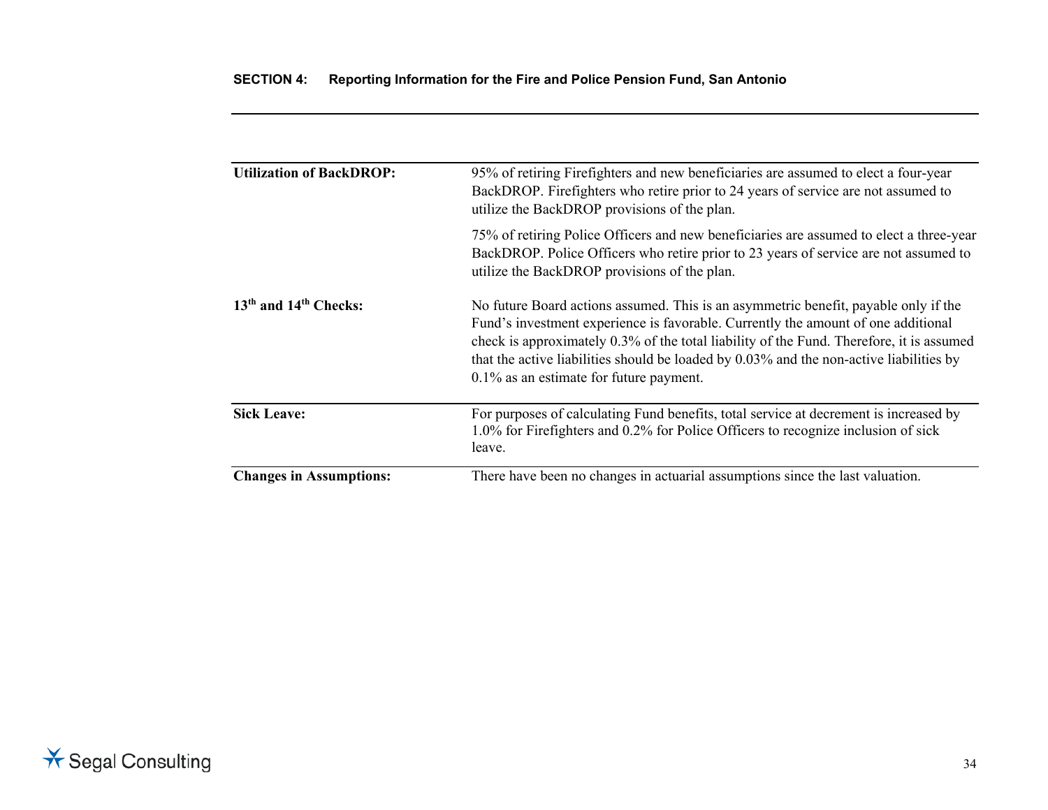| | |
|---|---|
| **Utilization of BackDROP:** | 95% of retiring Firefighters and new beneficiaries are assumed to elect a four-year BackDROP. Firefighters who retire prior to 24 years of service are not assumed to utilize the BackDROP provisions of the plan.<br><br>75% of retiring Police Officers and new beneficiaries are assumed to elect a three-year BackDROP. Police Officers who retire prior to 23 years of service are not assumed to utilize the BackDROP provisions of the plan. |
| **13th and 14th Checks:** | No future Board actions assumed. This is an asymmetric benefit, payable only if the Fund's investment experience is favorable. Currently the amount of one additional check is approximately 0.3% of the total liability of the Fund. Therefore, it is assumed that the active liabilities should be loaded by 0.03% and the non-active liabilities by 0.1% as an estimate for future payment. |
| **Sick Leave:** | For purposes of calculating Fund benefits, total service at decrement is increased by 1.0% for Firefighters and 0.2% for Police Officers to recognize inclusion of sick leave. |
| **Changes in Assumptions:** | There have been no changes in actuarial assumptions since the last valuation. |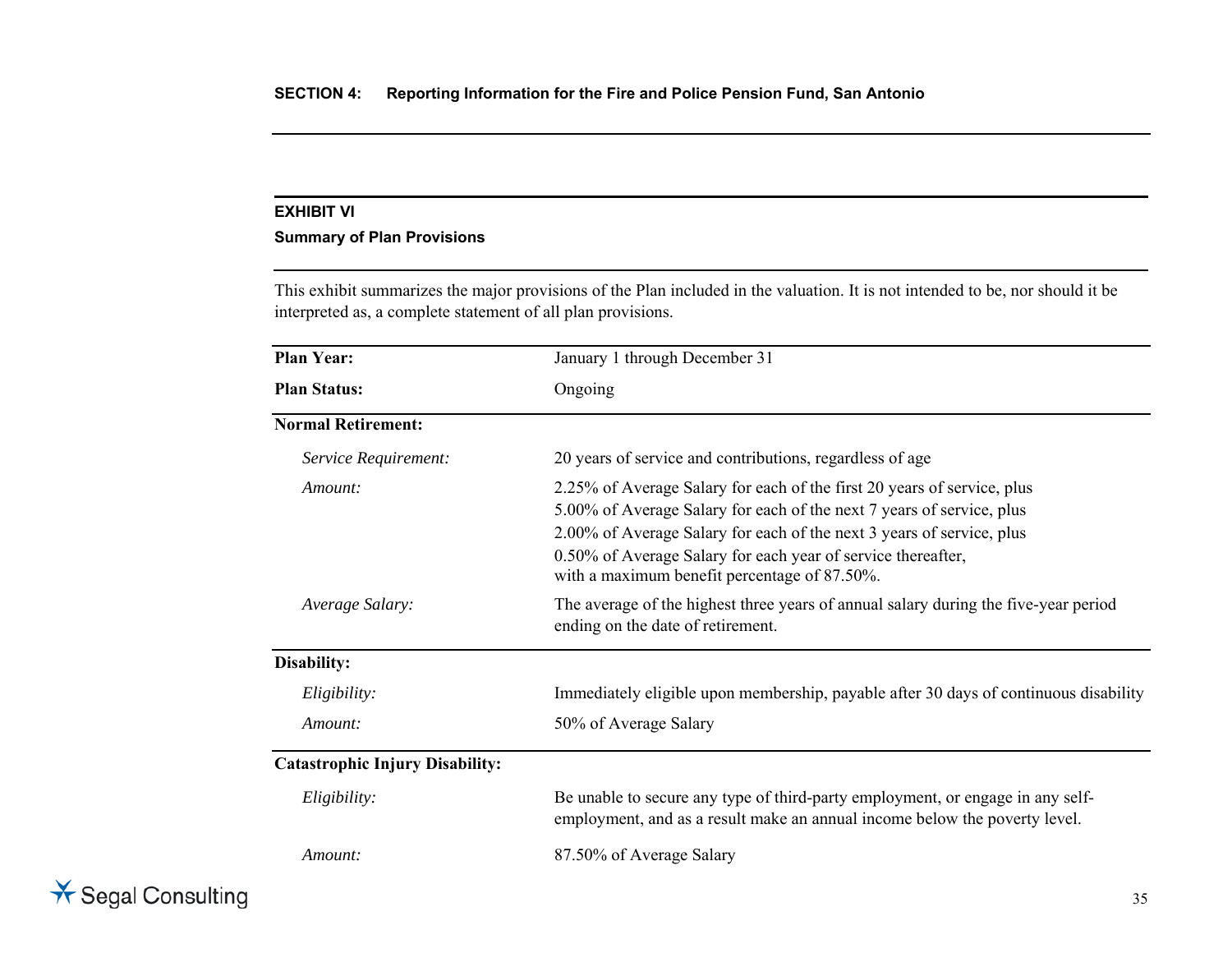## EXHIBIT VI

### Summary of Plan Provisions

This exhibit summarizes the major provisions of the Plan included in the valuation. It is not intended to be, nor should it be interpreted as, a complete statement of all plan provisions.

| | |
|---|---|
| **Plan Year:** | January 1 through December 31 |
| **Plan Status:** | Ongoing |
| **Normal Retirement:** | |
| *Service Requirement:* | 20 years of service and contributions, regardless of age |
| *Amount:* | 2.25% of Average Salary for each of the first 20 years of service, plus<br>5.00% of Average Salary for each of the next 7 years of service, plus<br>2.00% of Average Salary for each of the next 3 years of service, plus<br>0.50% of Average Salary for each year of service thereafter,<br>with a maximum benefit percentage of 87.50%. |
| *Average Salary:* | The average of the highest three years of annual salary during the five-year period ending on the date of retirement. |
| **Disability:** | |
| *Eligibility:* | Immediately eligible upon membership, payable after 30 days of continuous disability |
| *Amount:* | 50% of Average Salary |
| **Catastrophic Injury Disability:** | |
| *Eligibility:* | Be unable to secure any type of third-party employment, or engage in any self-employment, and as a result make an annual income below the poverty level. |
| *Amount:* | 87.50% of Average Salary |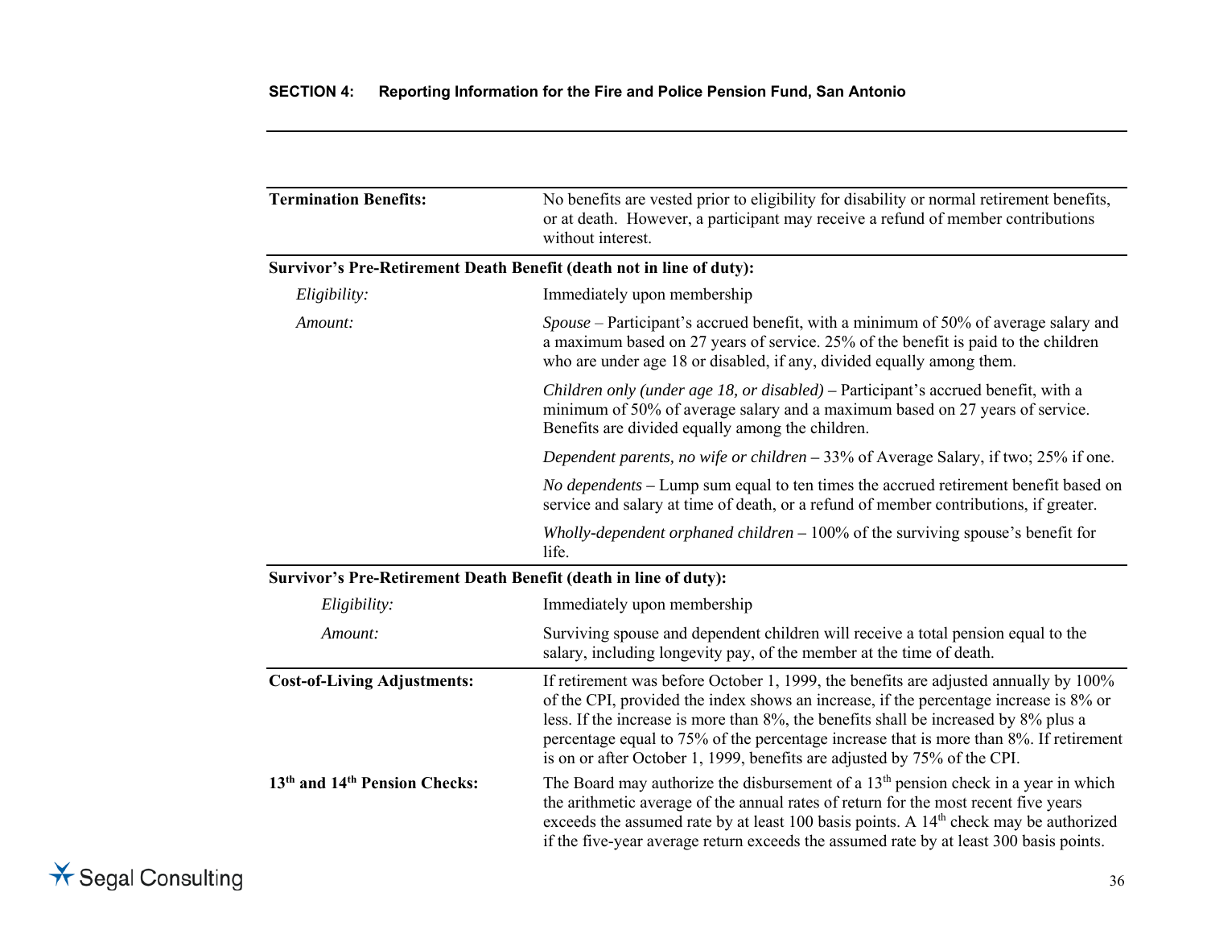## SECTION 4: Reporting Information for the Fire and Police Pension Fund, San Antonio

**Termination Benefits:** No benefits are vested prior to eligibility for disability or normal retirement benefits, or at death. However, a participant may receive a refund of member contributions without interest.

**Survivor's Pre-Retirement Death Benefit (death not in line of duty):**

*Eligibility:* Immediately upon membership

*Amount:*

*Spouse* – Participant's accrued benefit, with a minimum of 50% of average salary and a maximum based on 27 years of service. 25% of the benefit is paid to the children who are under age 18 or disabled, if any, divided equally among them.

*Children only (under age 18, or disabled)* – Participant's accrued benefit, with a minimum of 50% of average salary and a maximum based on 27 years of service. Benefits are divided equally among the children.

*Dependent parents, no wife or children* – 33% of Average Salary, if two; 25% if one.

*No dependents* – Lump sum equal to ten times the accrued retirement benefit based on service and salary at time of death, or a refund of member contributions, if greater.

*Wholly-dependent orphaned children* – 100% of the surviving spouse's benefit for life.

**Survivor's Pre-Retirement Death Benefit (death in line of duty):**

*Eligibility:* Immediately upon membership

*Amount:* Surviving spouse and dependent children will receive a total pension equal to the salary, including longevity pay, of the member at the time of death.

**Cost-of-Living Adjustments:** If retirement was before October 1, 1999, the benefits are adjusted annually by 100% of the CPI, provided the index shows an increase, if the percentage increase is 8% or less. If the increase is more than 8%, the benefits shall be increased by 8% plus a percentage equal to 75% of the percentage increase that is more than 8%. If retirement is on or after October 1, 1999, benefits are adjusted by 75% of the CPI.

**13th and 14th Pension Checks:** The Board may authorize the disbursement of a 13th pension check in a year in which the arithmetic average of the annual rates of return for the most recent five years exceeds the assumed rate by at least 100 basis points. A 14th check may be authorized if the five-year average return exceeds the assumed rate by at least 300 basis points.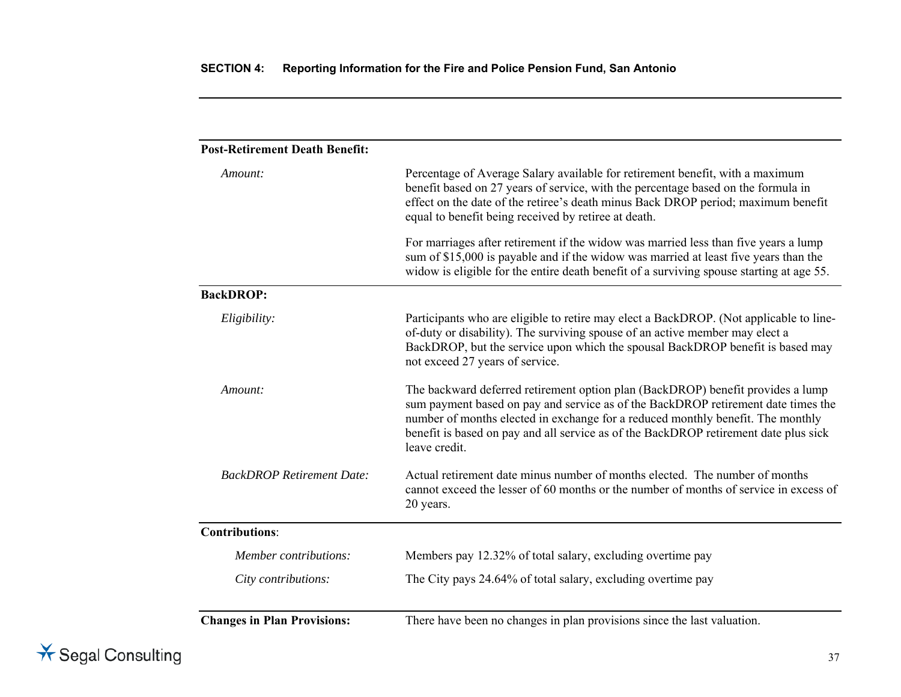## SECTION 4: Reporting Information for the Fire and Police Pension Fund, San Antonio

**Post-Retirement Death Benefit:**

*Amount:*

Percentage of Average Salary available for retirement benefit, with a maximum benefit based on 27 years of service, with the percentage based on the formula in effect on the date of the retiree's death minus Back DROP period; maximum benefit equal to benefit being received by retiree at death.

For marriages after retirement if the widow was married less than five years a lump sum of $15,000 is payable and if the widow was married at least five years than the widow is eligible for the entire death benefit of a surviving spouse starting at age 55.

**BackDROP:**

*Eligibility:*

Participants who are eligible to retire may elect a BackDROP. (Not applicable to line-of-duty or disability). The surviving spouse of an active member may elect a BackDROP, but the service upon which the spousal BackDROP benefit is based may not exceed 27 years of service.

*Amount:*

The backward deferred retirement option plan (BackDROP) benefit provides a lump sum payment based on pay and service as of the BackDROP retirement date times the number of months elected in exchange for a reduced monthly benefit. The monthly benefit is based on pay and all service as of the BackDROP retirement date plus sick leave credit.

*BackDROP Retirement Date:*

Actual retirement date minus number of months elected. The number of months cannot exceed the lesser of 60 months or the number of months of service in excess of 20 years.

**Contributions**:

*Member contributions:* Members pay 12.32% of total salary, excluding overtime pay

*City contributions:* The City pays 24.64% of total salary, excluding overtime pay

**Changes in Plan Provisions:** There have been no changes in plan provisions since the last valuation.